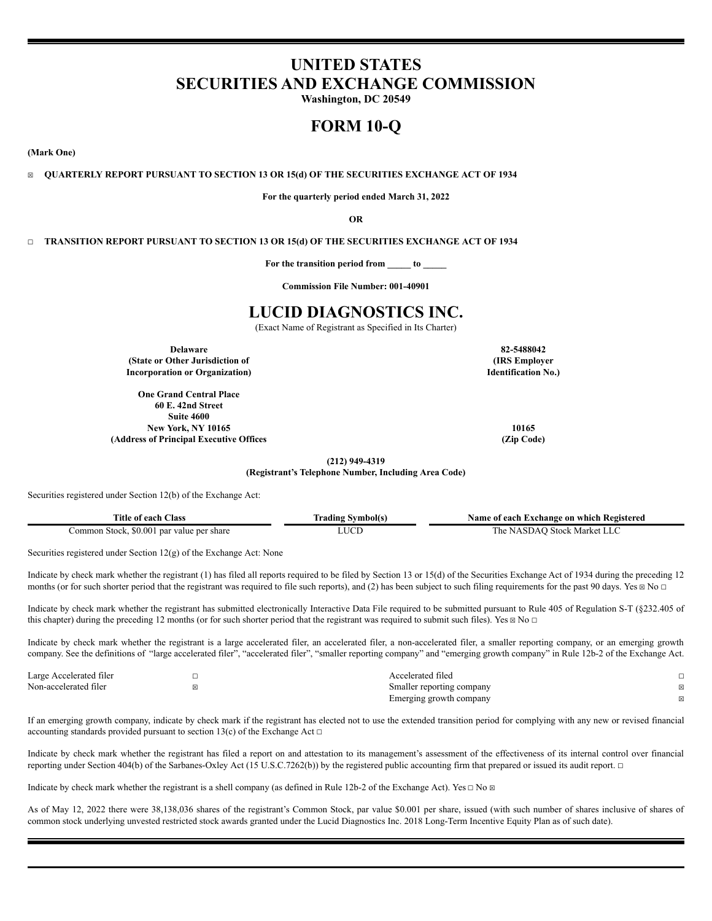# UNITED STATES
# SECURITIES AND EXCHANGE COMMISSION

**Washington, DC 20549**

# FORM 10-Q

**(Mark One)**

☒ **QUARTERLY REPORT PURSUANT TO SECTION 13 OR 15(d) OF THE SECURITIES EXCHANGE ACT OF 1934**

**For the quarterly period ended March 31, 2022**

**OR**

☐ **TRANSITION REPORT PURSUANT TO SECTION 13 OR 15(d) OF THE SECURITIES EXCHANGE ACT OF 1934**

**For the transition period from _____ to _____**

**Commission File Number: 001-40901**

# LUCID DIAGNOSTICS INC.

(Exact Name of Registrant as Specified in Its Charter)

| | |
|---|---|
| **Delaware** | **82-5488042** |
| **(State or Other Jurisdiction of Incorporation or Organization)** | **(IRS Employer Identification No.)** |
| **One Grand Central Place 60 E. 42nd Street Suite 4600 New York, NY 10165** | **10165** |
| **(Address of Principal Executive Offices** | **(Zip Code)** |

**(212) 949-4319**
**(Registrant's Telephone Number, Including Area Code)**

Securities registered under Section 12(b) of the Exchange Act:

| Title of each Class | Trading Symbol(s) | Name of each Exchange on which Registered |
|---|---|---|
| Common Stock, $0.001 par value per share | LUCD | The NASDAQ Stock Market LLC |

Securities registered under Section 12(g) of the Exchange Act: None

Indicate by check mark whether the registrant (1) has filed all reports required to be filed by Section 13 or 15(d) of the Securities Exchange Act of 1934 during the preceding 12 months (or for such shorter period that the registrant was required to file such reports), and (2) has been subject to such filing requirements for the past 90 days. Yes ☒ No ☐

Indicate by check mark whether the registrant has submitted electronically Interactive Data File required to be submitted pursuant to Rule 405 of Regulation S-T (§232.405 of this chapter) during the preceding 12 months (or for such shorter period that the registrant was required to submit such files). Yes ☒ No ☐

Indicate by check mark whether the registrant is a large accelerated filer, an accelerated filer, a non-accelerated filer, a smaller reporting company, or an emerging growth company. See the definitions of "large accelerated filer", "accelerated filer", "smaller reporting company" and "emerging growth company" in Rule 12b-2 of the Exchange Act.

| | | | |
|---|---|---|---|
| Large Accelerated filer | ☐ | Accelerated filed | ☐ |
| Non-accelerated filer | ☒ | Smaller reporting company | ☒ |
| | | Emerging growth company | ☒ |

If an emerging growth company, indicate by check mark if the registrant has elected not to use the extended transition period for complying with any new or revised financial accounting standards provided pursuant to section 13(c) of the Exchange Act ☐

Indicate by check mark whether the registrant has filed a report on and attestation to its management's assessment of the effectiveness of its internal control over financial reporting under Section 404(b) of the Sarbanes-Oxley Act (15 U.S.C.7262(b)) by the registered public accounting firm that prepared or issued its audit report. ☐

Indicate by check mark whether the registrant is a shell company (as defined in Rule 12b-2 of the Exchange Act). Yes ☐ No ☒

As of May 12, 2022 there were 38,138,036 shares of the registrant's Common Stock, par value $0.001 per share, issued (with such number of shares inclusive of shares of common stock underlying unvested restricted stock awards granted under the Lucid Diagnostics Inc. 2018 Long-Term Incentive Equity Plan as of such date).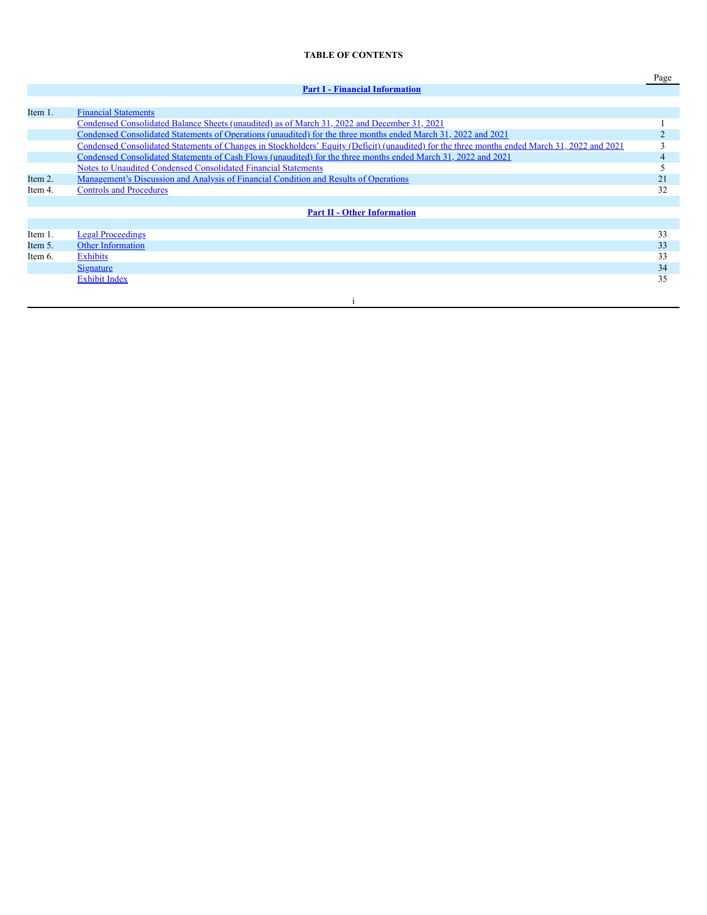# TABLE OF CONTENTS

| | | Page |
|---|---|---|
| | **Part I - Financial Information** | |
| Item 1. | Financial Statements | |
| | Condensed Consolidated Balance Sheets (unaudited) as of March 31, 2022 and December 31, 2021 | 1 |
| | Condensed Consolidated Statements of Operations (unaudited) for the three months ended March 31, 2022 and 2021 | 2 |
| | Condensed Consolidated Statements of Changes in Stockholders' Equity (Deficit) (unaudited) for the three months ended March 31, 2022 and 2021 | 3 |
| | Condensed Consolidated Statements of Cash Flows (unaudited) for the three months ended March 31, 2022 and 2021 | 4 |
| | Notes to Unaudited Condensed Consolidated Financial Statements | 5 |
| Item 2. | Management's Discussion and Analysis of Financial Condition and Results of Operations | 21 |
| Item 4. | Controls and Procedures | 32 |
| | **Part II - Other Information** | |
| Item 1. | Legal Proceedings | 33 |
| Item 5. | Other Information | 33 |
| Item 6. | Exhibits | 33 |
| | Signature | 34 |
| | Exhibit Index | 35 |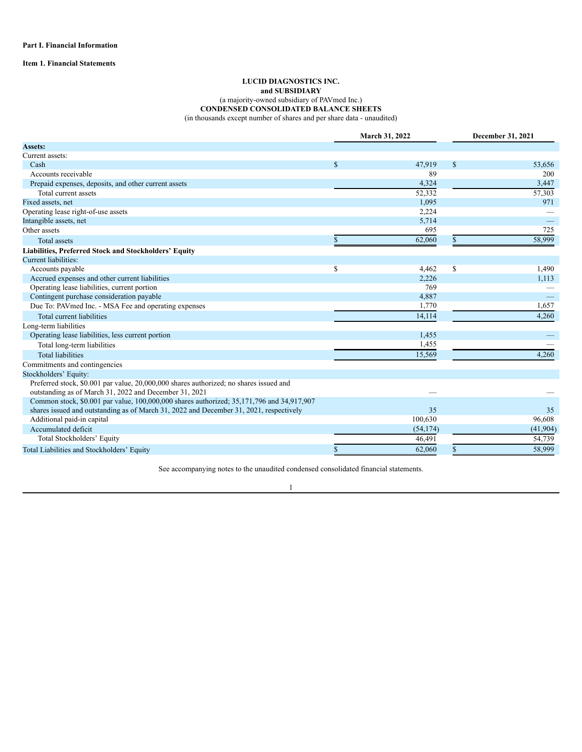**Part I. Financial Information**

**Item 1. Financial Statements**

**LUCID DIAGNOSTICS INC.**
**and SUBSIDIARY**
(a majority-owned subsidiary of PAVmed Inc.)
**CONDENSED CONSOLIDATED BALANCE SHEETS**
(in thousands except number of shares and per share data - unaudited)

| | March 31, 2022 | December 31, 2021 |
|---|---|---|
| **Assets:** | | |
| Current assets: | | |
| Cash | $ 47,919 | $ 53,656 |
| Accounts receivable | 89 | 200 |
| Prepaid expenses, deposits, and other current assets | 4,324 | 3,447 |
| Total current assets | 52,332 | 57,303 |
| Fixed assets, net | 1,095 | 971 |
| Operating lease right-of-use assets | 2,224 | — |
| Intangible assets, net | 5,714 | — |
| Other assets | 695 | 725 |
| Total assets | $ 62,060 | $ 58,999 |
| **Liabilities, Preferred Stock and Stockholders' Equity** | | |
| Current liabilities: | | |
| Accounts payable | $ 4,462 | $ 1,490 |
| Accrued expenses and other current liabilities | 2,226 | 1,113 |
| Operating lease liabilities, current portion | 769 | — |
| Contingent purchase consideration payable | 4,887 | — |
| Due To: PAVmed Inc. - MSA Fee and operating expenses | 1,770 | 1,657 |
| Total current liabilities | 14,114 | 4,260 |
| Long-term liabilities | | |
| Operating lease liabilities, less current portion | 1,455 | — |
| Total long-term liabilities | 1,455 | — |
| Total liabilities | 15,569 | 4,260 |
| Commitments and contingencies | | |
| Stockholders' Equity: | | |
| Preferred stock, $0.001 par value, 20,000,000 shares authorized; no shares issued and outstanding as of March 31, 2022 and December 31, 2021 | — | — |
| Common stock, $0.001 par value, 100,000,000 shares authorized; 35,171,796 and 34,917,907 shares issued and outstanding as of March 31, 2022 and December 31, 2021, respectively | 35 | 35 |
| Additional paid-in capital | 100,630 | 96,608 |
| Accumulated deficit | (54,174) | (41,904) |
| Total Stockholders' Equity | 46,491 | 54,739 |
| Total Liabilities and Stockholders' Equity | $ 62,060 | $ 58,999 |

See accompanying notes to the unaudited condensed consolidated financial statements.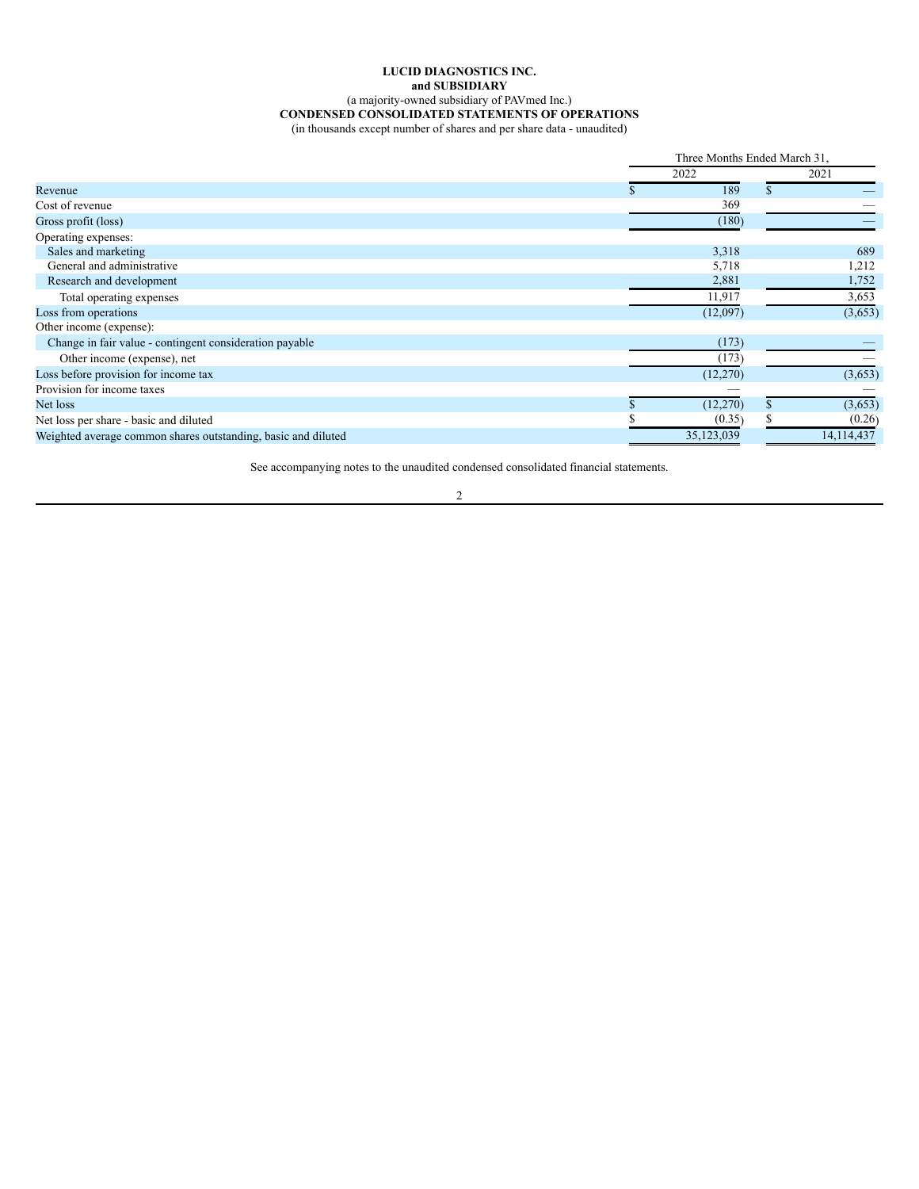**LUCID DIAGNOSTICS INC.**
**and SUBSIDIARY**
(a majority-owned subsidiary of PAVmed Inc.)
**CONDENSED CONSOLIDATED STATEMENTS OF OPERATIONS**
(in thousands except number of shares and per share data - unaudited)

| | Three Months Ended March 31, | |
|---|---|---|
| | 2022 | 2021 |
| Revenue | $ 189 | $ — |
| Cost of revenue | 369 | — |
| Gross profit (loss) | (180) | — |
| Operating expenses: | | |
| Sales and marketing | 3,318 | 689 |
| General and administrative | 5,718 | 1,212 |
| Research and development | 2,881 | 1,752 |
| Total operating expenses | 11,917 | 3,653 |
| Loss from operations | (12,097) | (3,653) |
| Other income (expense): | | |
| Change in fair value - contingent consideration payable | (173) | — |
| Other income (expense), net | (173) | — |
| Loss before provision for income tax | (12,270) | (3,653) |
| Provision for income taxes | — | — |
| Net loss | $ (12,270) | $ (3,653) |
| Net loss per share - basic and diluted | $ (0.35) | $ (0.26) |
| Weighted average common shares outstanding, basic and diluted | 35,123,039 | 14,114,437 |

See accompanying notes to the unaudited condensed consolidated financial statements.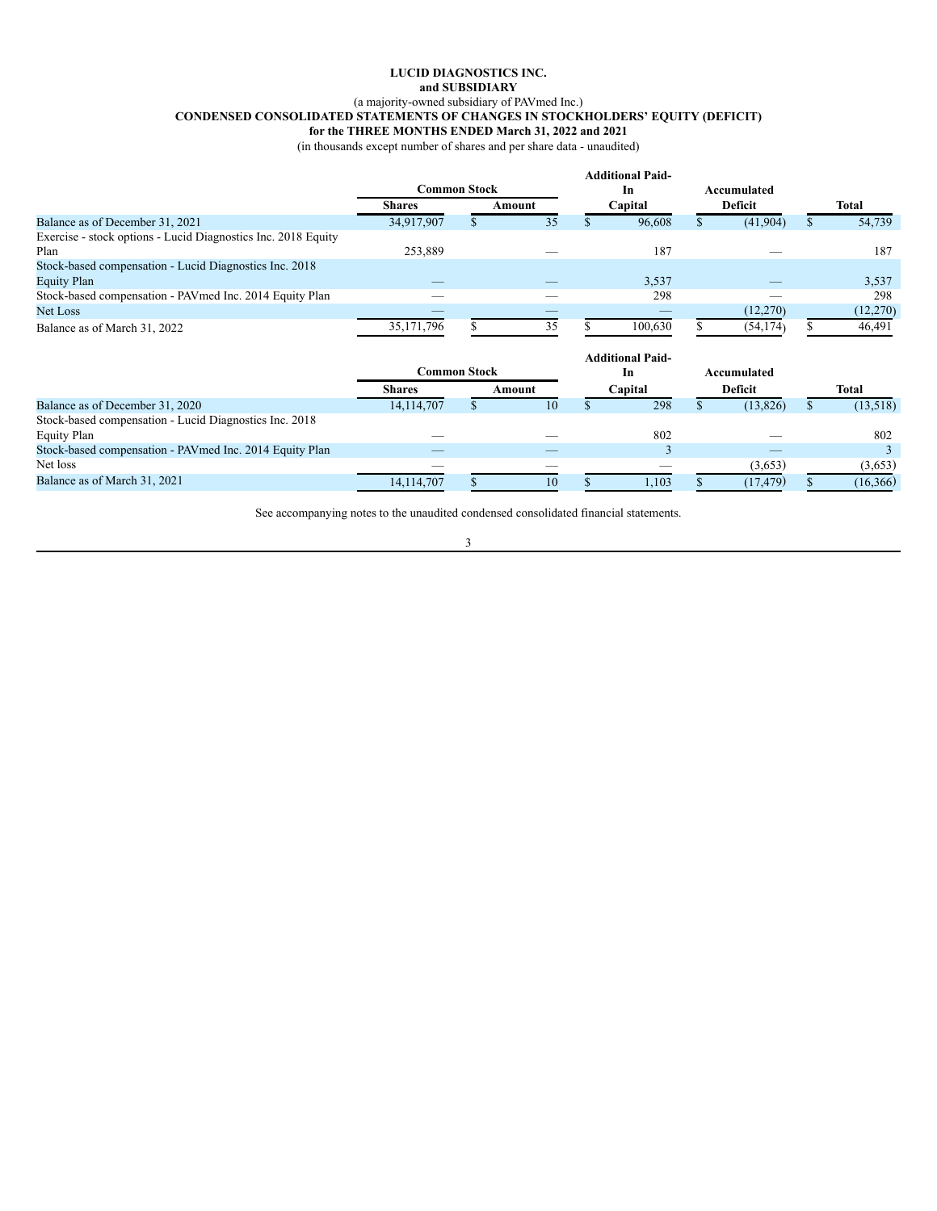**LUCID DIAGNOSTICS INC.**
**and SUBSIDIARY**
(a majority-owned subsidiary of PAVmed Inc.)
**CONDENSED CONSOLIDATED STATEMENTS OF CHANGES IN STOCKHOLDERS' EQUITY (DEFICIT)**
**for the THREE MONTHS ENDED March 31, 2022 and 2021**
(in thousands except number of shares and per share data - unaudited)

| | Common Stock | | Additional Paid-In | Accumulated | |
|---|---|---|---|---|---|
| | Shares | Amount | Capital | Deficit | Total |
| Balance as of December 31, 2021 | 34,917,907 | $ 35 | $ 96,608 | $ (41,904) | $ 54,739 |
| Exercise - stock options - Lucid Diagnostics Inc. 2018 Equity Plan | 253,889 | — | 187 | — | 187 |
| Stock-based compensation - Lucid Diagnostics Inc. 2018 Equity Plan | — | — | 3,537 | — | 3,537 |
| Stock-based compensation - PAVmed Inc. 2014 Equity Plan | — | — | 298 | — | 298 |
| Net Loss | — | — | — | (12,270) | (12,270) |
| Balance as of March 31, 2022 | 35,171,796 | $ 35 | $ 100,630 | $ (54,174) | $ 46,491 |

| | Common Stock | | Additional Paid-In | Accumulated | |
|---|---|---|---|---|---|
| | Shares | Amount | Capital | Deficit | Total |
| Balance as of December 31, 2020 | 14,114,707 | $ 10 | $ 298 | $ (13,826) | $ (13,518) |
| Stock-based compensation - Lucid Diagnostics Inc. 2018 Equity Plan | — | — | 802 | — | 802 |
| Stock-based compensation - PAVmed Inc. 2014 Equity Plan | — | — | 3 | — | 3 |
| Net loss | — | — | — | (3,653) | (3,653) |
| Balance as of March 31, 2021 | 14,114,707 | $ 10 | $ 1,103 | $ (17,479) | $ (16,366) |

See accompanying notes to the unaudited condensed consolidated financial statements.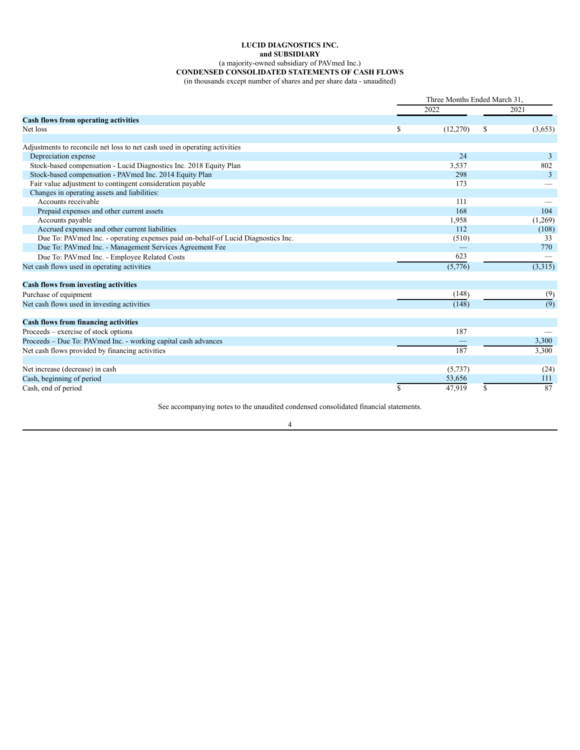**LUCID DIAGNOSTICS INC.**
**and SUBSIDIARY**
(a majority-owned subsidiary of PAVmed Inc.)
**CONDENSED CONSOLIDATED STATEMENTS OF CASH FLOWS**
(in thousands except number of shares and per share data - unaudited)

| | Three Months Ended March 31, | |
|---|---|---|
| | 2022 | 2021 |
| **Cash flows from operating activities** | | |
| Net loss | $ (12,270) | $ (3,653) |
| Adjustments to reconcile net loss to net cash used in operating activities | | |
| Depreciation expense | 24 | 3 |
| Stock-based compensation - Lucid Diagnostics Inc. 2018 Equity Plan | 3,537 | 802 |
| Stock-based compensation - PAVmed Inc. 2014 Equity Plan | 298 | 3 |
| Fair value adjustment to contingent consideration payable | 173 | — |
| Changes in operating assets and liabilities: | | |
| Accounts receivable | 111 | — |
| Prepaid expenses and other current assets | 168 | 104 |
| Accounts payable | 1,958 | (1,269) |
| Accrued expenses and other current liabilities | 112 | (108) |
| Due To: PAVmed Inc. - operating expenses paid on-behalf-of Lucid Diagnostics Inc. | (510) | 33 |
| Due To: PAVmed Inc. - Management Services Agreement Fee | — | 770 |
| Due To: PAVmed Inc. - Employee Related Costs | 623 | — |
| Net cash flows used in operating activities | (5,776) | (3,315) |
| **Cash flows from investing activities** | | |
| Purchase of equipment | (148) | (9) |
| Net cash flows used in investing activities | (148) | (9) |
| **Cash flows from financing activities** | | |
| Proceeds – exercise of stock options | 187 | — |
| Proceeds – Due To: PAVmed Inc. - working capital cash advances | — | 3,300 |
| Net cash flows provided by financing activities | 187 | 3,300 |
| Net increase (decrease) in cash | (5,737) | (24) |
| Cash, beginning of period | 53,656 | 111 |
| Cash, end of period | $ 47,919 | $ 87 |

See accompanying notes to the unaudited condensed consolidated financial statements.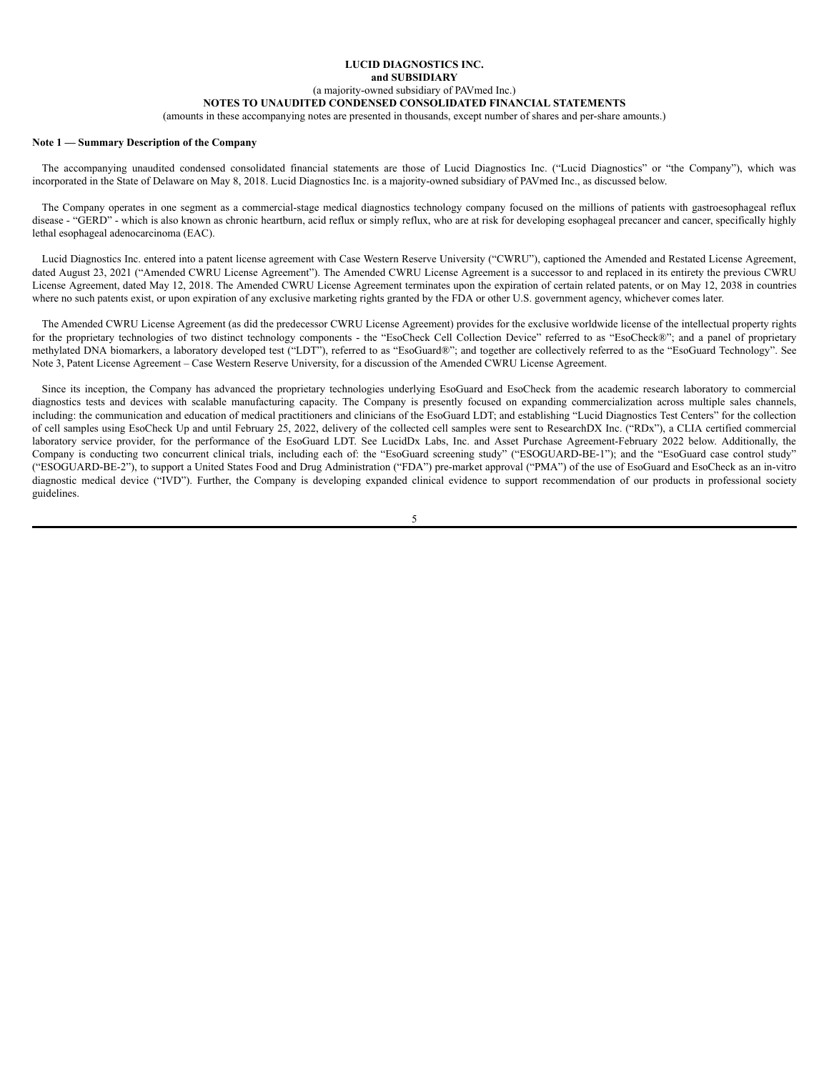**LUCID DIAGNOSTICS INC.**
**and SUBSIDIARY**
(a majority-owned subsidiary of PAVmed Inc.)
**NOTES TO UNAUDITED CONDENSED CONSOLIDATED FINANCIAL STATEMENTS**
(amounts in these accompanying notes are presented in thousands, except number of shares and per-share amounts.)

**Note 1 — Summary Description of the Company**

The accompanying unaudited condensed consolidated financial statements are those of Lucid Diagnostics Inc. ("Lucid Diagnostics" or "the Company"), which was incorporated in the State of Delaware on May 8, 2018. Lucid Diagnostics Inc. is a majority-owned subsidiary of PAVmed Inc., as discussed below.

The Company operates in one segment as a commercial-stage medical diagnostics technology company focused on the millions of patients with gastroesophageal reflux disease - "GERD" - which is also known as chronic heartburn, acid reflux or simply reflux, who are at risk for developing esophageal precancer and cancer, specifically highly lethal esophageal adenocarcinoma (EAC).

Lucid Diagnostics Inc. entered into a patent license agreement with Case Western Reserve University ("CWRU"), captioned the Amended and Restated License Agreement, dated August 23, 2021 ("Amended CWRU License Agreement"). The Amended CWRU License Agreement is a successor to and replaced in its entirety the previous CWRU License Agreement, dated May 12, 2018. The Amended CWRU License Agreement terminates upon the expiration of certain related patents, or on May 12, 2038 in countries where no such patents exist, or upon expiration of any exclusive marketing rights granted by the FDA or other U.S. government agency, whichever comes later.

The Amended CWRU License Agreement (as did the predecessor CWRU License Agreement) provides for the exclusive worldwide license of the intellectual property rights for the proprietary technologies of two distinct technology components - the "EsoCheck Cell Collection Device" referred to as "EsoCheck®"; and a panel of proprietary methylated DNA biomarkers, a laboratory developed test ("LDT"), referred to as "EsoGuard®"; and together are collectively referred to as the "EsoGuard Technology". See Note 3, Patent License Agreement – Case Western Reserve University, for a discussion of the Amended CWRU License Agreement.

Since its inception, the Company has advanced the proprietary technologies underlying EsoGuard and EsoCheck from the academic research laboratory to commercial diagnostics tests and devices with scalable manufacturing capacity. The Company is presently focused on expanding commercialization across multiple sales channels, including: the communication and education of medical practitioners and clinicians of the EsoGuard LDT; and establishing "Lucid Diagnostics Test Centers" for the collection of cell samples using EsoCheck Up and until February 25, 2022, delivery of the collected cell samples were sent to ResearchDX Inc. ("RDx"), a CLIA certified commercial laboratory service provider, for the performance of the EsoGuard LDT. See LucidDx Labs, Inc. and Asset Purchase Agreement-February 2022 below. Additionally, the Company is conducting two concurrent clinical trials, including each of: the "EsoGuard screening study" ("ESOGUARD-BE-1"); and the "EsoGuard case control study" ("ESOGUARD-BE-2"), to support a United States Food and Drug Administration ("FDA") pre-market approval ("PMA") of the use of EsoGuard and EsoCheck as an in-vitro diagnostic medical device ("IVD"). Further, the Company is developing expanded clinical evidence to support recommendation of our products in professional society guidelines.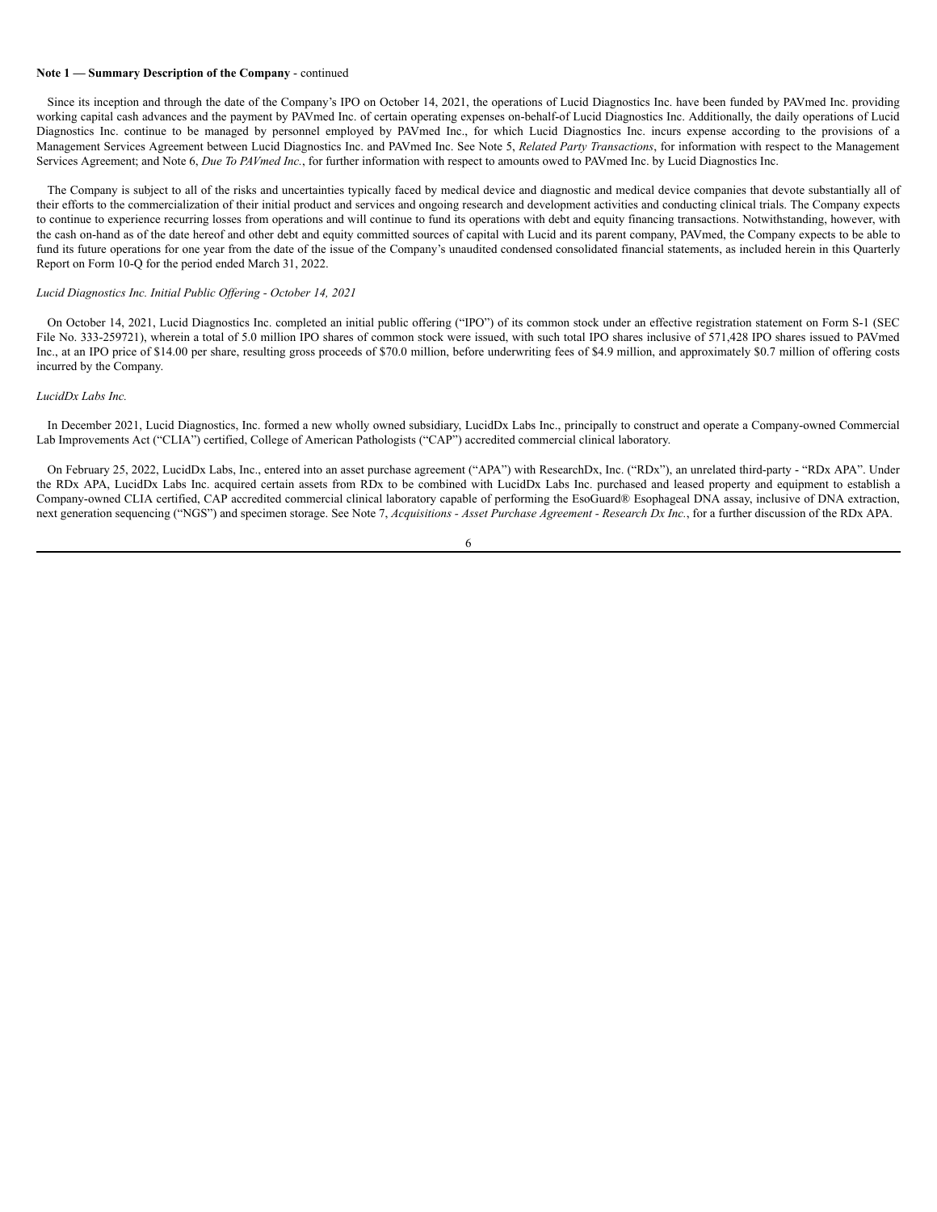**Note 1 — Summary Description of the Company** - continued

Since its inception and through the date of the Company's IPO on October 14, 2021, the operations of Lucid Diagnostics Inc. have been funded by PAVmed Inc. providing working capital cash advances and the payment by PAVmed Inc. of certain operating expenses on-behalf-of Lucid Diagnostics Inc. Additionally, the daily operations of Lucid Diagnostics Inc. continue to be managed by personnel employed by PAVmed Inc., for which Lucid Diagnostics Inc. incurs expense according to the provisions of a Management Services Agreement between Lucid Diagnostics Inc. and PAVmed Inc. See Note 5, *Related Party Transactions*, for information with respect to the Management Services Agreement; and Note 6, *Due To PAVmed Inc.*, for further information with respect to amounts owed to PAVmed Inc. by Lucid Diagnostics Inc.

The Company is subject to all of the risks and uncertainties typically faced by medical device and diagnostic and medical device companies that devote substantially all of their efforts to the commercialization of their initial product and services and ongoing research and development activities and conducting clinical trials. The Company expects to continue to experience recurring losses from operations and will continue to fund its operations with debt and equity financing transactions. Notwithstanding, however, with the cash on-hand as of the date hereof and other debt and equity committed sources of capital with Lucid and its parent company, PAVmed, the Company expects to be able to fund its future operations for one year from the date of the issue of the Company's unaudited condensed consolidated financial statements, as included herein in this Quarterly Report on Form 10-Q for the period ended March 31, 2022.

*Lucid Diagnostics Inc. Initial Public Offering - October 14, 2021*

On October 14, 2021, Lucid Diagnostics Inc. completed an initial public offering ("IPO") of its common stock under an effective registration statement on Form S-1 (SEC File No. 333-259721), wherein a total of 5.0 million IPO shares of common stock were issued, with such total IPO shares inclusive of 571,428 IPO shares issued to PAVmed Inc., at an IPO price of $14.00 per share, resulting gross proceeds of $70.0 million, before underwriting fees of $4.9 million, and approximately $0.7 million of offering costs incurred by the Company.

*LucidDx Labs Inc.*

In December 2021, Lucid Diagnostics, Inc. formed a new wholly owned subsidiary, LucidDx Labs Inc., principally to construct and operate a Company-owned Commercial Lab Improvements Act ("CLIA") certified, College of American Pathologists ("CAP") accredited commercial clinical laboratory.

On February 25, 2022, LucidDx Labs, Inc., entered into an asset purchase agreement ("APA") with ResearchDx, Inc. ("RDx"), an unrelated third-party - "RDx APA". Under the RDx APA, LucidDx Labs Inc. acquired certain assets from RDx to be combined with LucidDx Labs Inc. purchased and leased property and equipment to establish a Company-owned CLIA certified, CAP accredited commercial clinical laboratory capable of performing the EsoGuard® Esophageal DNA assay, inclusive of DNA extraction, next generation sequencing ("NGS") and specimen storage. See Note 7, *Acquisitions - Asset Purchase Agreement - Research Dx Inc.*, for a further discussion of the RDx APA.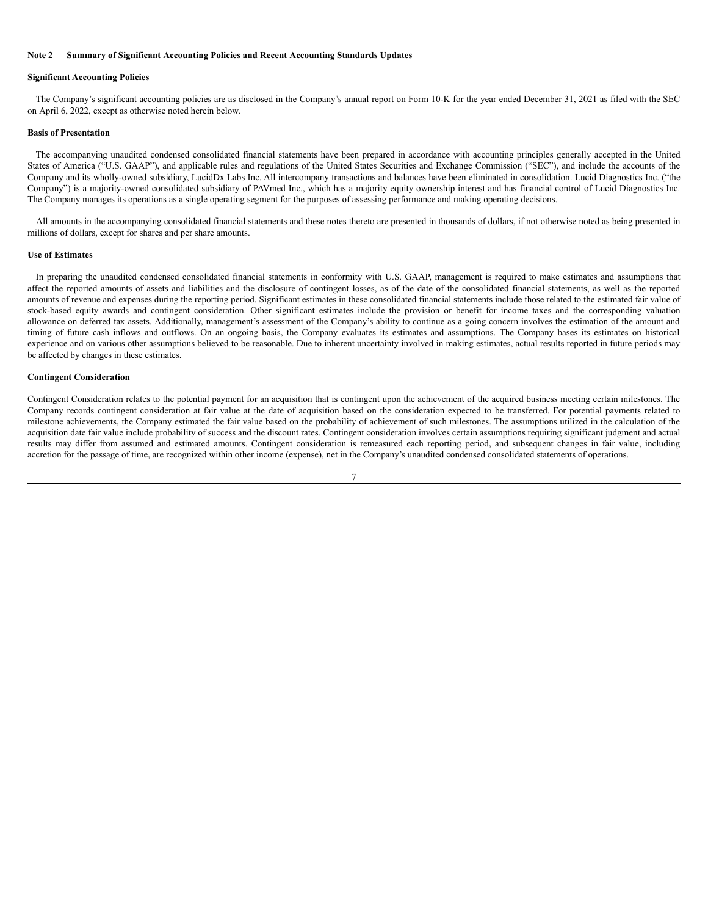**Note 2 — Summary of Significant Accounting Policies and Recent Accounting Standards Updates**

**Significant Accounting Policies**

The Company's significant accounting policies are as disclosed in the Company's annual report on Form 10-K for the year ended December 31, 2021 as filed with the SEC on April 6, 2022, except as otherwise noted herein below.

**Basis of Presentation**

The accompanying unaudited condensed consolidated financial statements have been prepared in accordance with accounting principles generally accepted in the United States of America ("U.S. GAAP"), and applicable rules and regulations of the United States Securities and Exchange Commission ("SEC"), and include the accounts of the Company and its wholly-owned subsidiary, LucidDx Labs Inc. All intercompany transactions and balances have been eliminated in consolidation. Lucid Diagnostics Inc. ("the Company") is a majority-owned consolidated subsidiary of PAVmed Inc., which has a majority equity ownership interest and has financial control of Lucid Diagnostics Inc. The Company manages its operations as a single operating segment for the purposes of assessing performance and making operating decisions.

All amounts in the accompanying consolidated financial statements and these notes thereto are presented in thousands of dollars, if not otherwise noted as being presented in millions of dollars, except for shares and per share amounts.

**Use of Estimates**

In preparing the unaudited condensed consolidated financial statements in conformity with U.S. GAAP, management is required to make estimates and assumptions that affect the reported amounts of assets and liabilities and the disclosure of contingent losses, as of the date of the consolidated financial statements, as well as the reported amounts of revenue and expenses during the reporting period. Significant estimates in these consolidated financial statements include those related to the estimated fair value of stock-based equity awards and contingent consideration. Other significant estimates include the provision or benefit for income taxes and the corresponding valuation allowance on deferred tax assets. Additionally, management's assessment of the Company's ability to continue as a going concern involves the estimation of the amount and timing of future cash inflows and outflows. On an ongoing basis, the Company evaluates its estimates and assumptions. The Company bases its estimates on historical experience and on various other assumptions believed to be reasonable. Due to inherent uncertainty involved in making estimates, actual results reported in future periods may be affected by changes in these estimates.

**Contingent Consideration**

Contingent Consideration relates to the potential payment for an acquisition that is contingent upon the achievement of the acquired business meeting certain milestones. The Company records contingent consideration at fair value at the date of acquisition based on the consideration expected to be transferred. For potential payments related to milestone achievements, the Company estimated the fair value based on the probability of achievement of such milestones. The assumptions utilized in the calculation of the acquisition date fair value include probability of success and the discount rates. Contingent consideration involves certain assumptions requiring significant judgment and actual results may differ from assumed and estimated amounts. Contingent consideration is remeasured each reporting period, and subsequent changes in fair value, including accretion for the passage of time, are recognized within other income (expense), net in the Company's unaudited condensed consolidated statements of operations.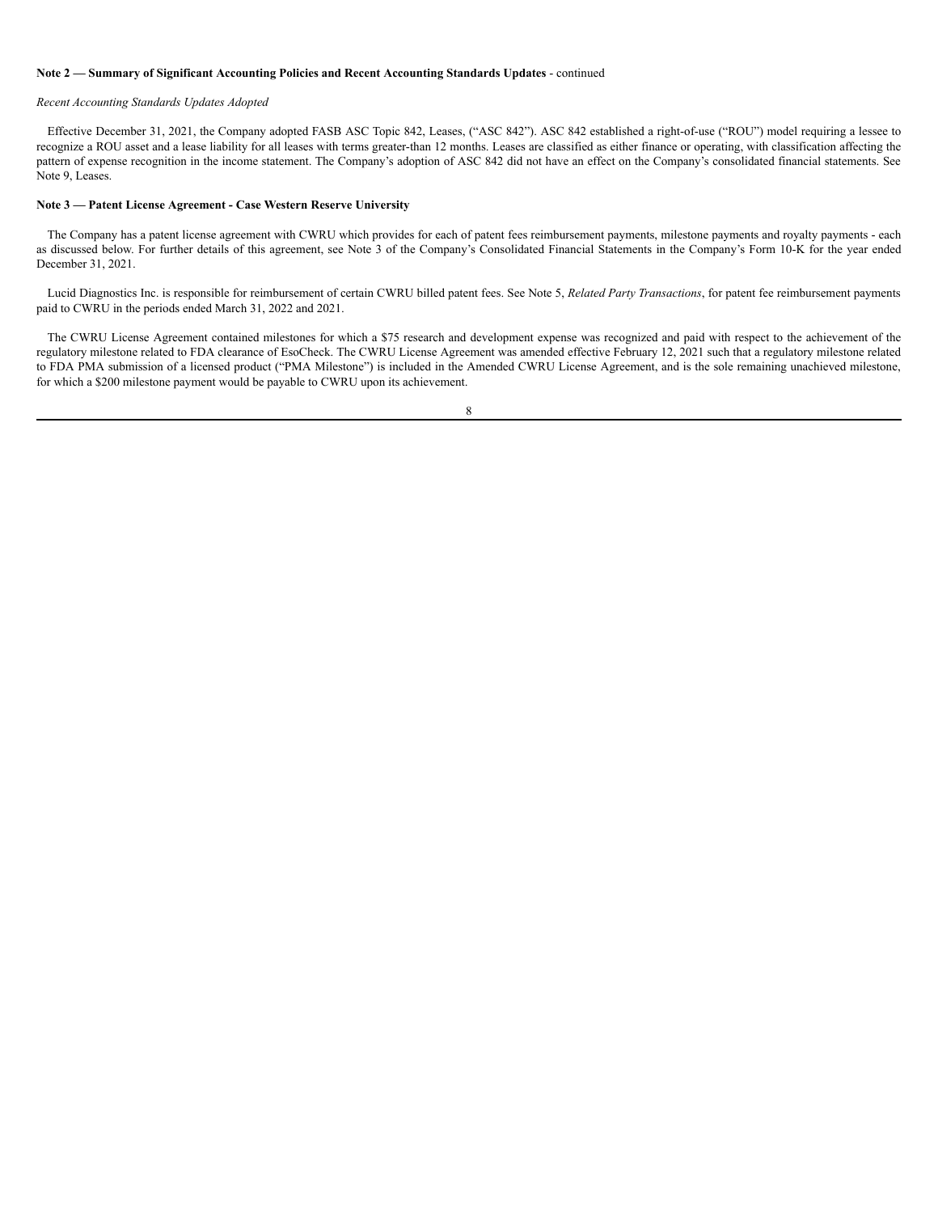**Note 2 — Summary of Significant Accounting Policies and Recent Accounting Standards Updates** - continued

*Recent Accounting Standards Updates Adopted*

Effective December 31, 2021, the Company adopted FASB ASC Topic 842, Leases, ("ASC 842"). ASC 842 established a right-of-use ("ROU") model requiring a lessee to recognize a ROU asset and a lease liability for all leases with terms greater-than 12 months. Leases are classified as either finance or operating, with classification affecting the pattern of expense recognition in the income statement. The Company's adoption of ASC 842 did not have an effect on the Company's consolidated financial statements. See Note 9, Leases.

**Note 3 — Patent License Agreement - Case Western Reserve University**

The Company has a patent license agreement with CWRU which provides for each of patent fees reimbursement payments, milestone payments and royalty payments - each as discussed below. For further details of this agreement, see Note 3 of the Company's Consolidated Financial Statements in the Company's Form 10-K for the year ended December 31, 2021.

Lucid Diagnostics Inc. is responsible for reimbursement of certain CWRU billed patent fees. See Note 5, *Related Party Transactions*, for patent fee reimbursement payments paid to CWRU in the periods ended March 31, 2022 and 2021.

The CWRU License Agreement contained milestones for which a $75 research and development expense was recognized and paid with respect to the achievement of the regulatory milestone related to FDA clearance of EsoCheck. The CWRU License Agreement was amended effective February 12, 2021 such that a regulatory milestone related to FDA PMA submission of a licensed product ("PMA Milestone") is included in the Amended CWRU License Agreement, and is the sole remaining unachieved milestone, for which a $200 milestone payment would be payable to CWRU upon its achievement.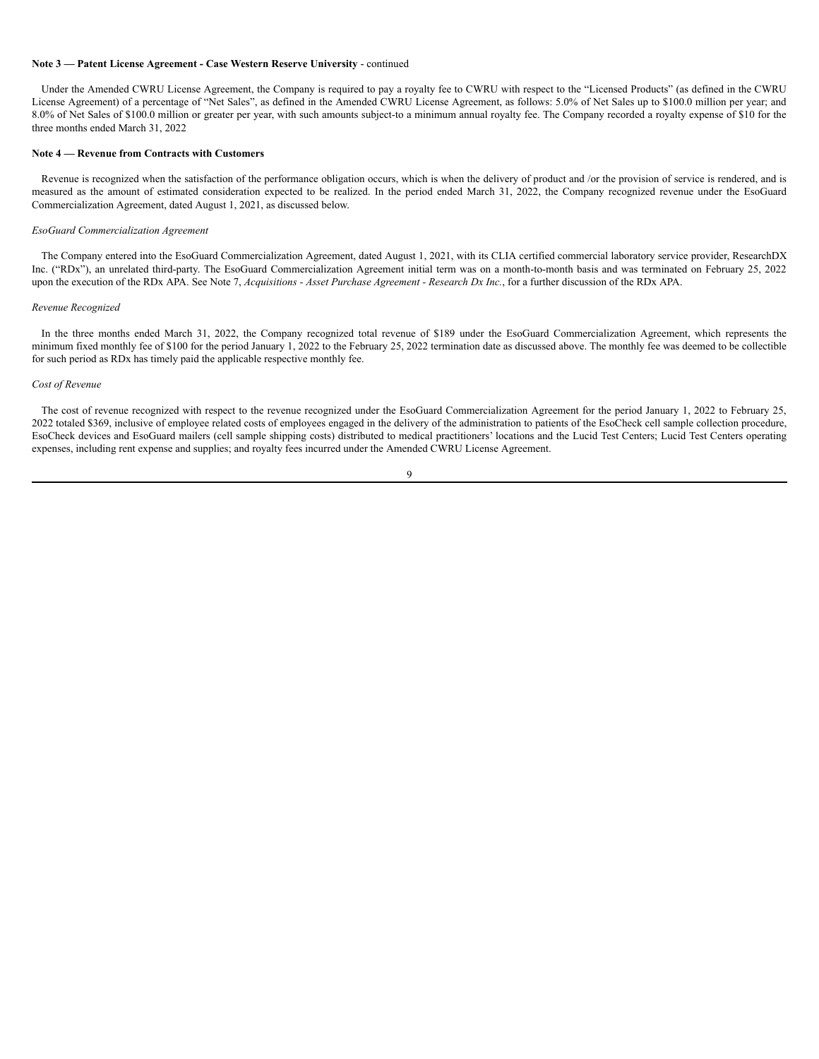**Note 3 — Patent License Agreement - Case Western Reserve University** - continued

Under the Amended CWRU License Agreement, the Company is required to pay a royalty fee to CWRU with respect to the "Licensed Products" (as defined in the CWRU License Agreement) of a percentage of "Net Sales", as defined in the Amended CWRU License Agreement, as follows: 5.0% of Net Sales up to $100.0 million per year; and 8.0% of Net Sales of $100.0 million or greater per year, with such amounts subject-to a minimum annual royalty fee. The Company recorded a royalty expense of $10 for the three months ended March 31, 2022

**Note 4 — Revenue from Contracts with Customers**

Revenue is recognized when the satisfaction of the performance obligation occurs, which is when the delivery of product and /or the provision of service is rendered, and is measured as the amount of estimated consideration expected to be realized. In the period ended March 31, 2022, the Company recognized revenue under the EsoGuard Commercialization Agreement, dated August 1, 2021, as discussed below.

*EsoGuard Commercialization Agreement*

The Company entered into the EsoGuard Commercialization Agreement, dated August 1, 2021, with its CLIA certified commercial laboratory service provider, ResearchDX Inc. ("RDx"), an unrelated third-party. The EsoGuard Commercialization Agreement initial term was on a month-to-month basis and was terminated on February 25, 2022 upon the execution of the RDx APA. See Note 7, *Acquisitions - Asset Purchase Agreement - Research Dx Inc.*, for a further discussion of the RDx APA.

*Revenue Recognized*

In the three months ended March 31, 2022, the Company recognized total revenue of $189 under the EsoGuard Commercialization Agreement, which represents the minimum fixed monthly fee of $100 for the period January 1, 2022 to the February 25, 2022 termination date as discussed above. The monthly fee was deemed to be collectible for such period as RDx has timely paid the applicable respective monthly fee.

*Cost of Revenue*

The cost of revenue recognized with respect to the revenue recognized under the EsoGuard Commercialization Agreement for the period January 1, 2022 to February 25, 2022 totaled $369, inclusive of employee related costs of employees engaged in the delivery of the administration to patients of the EsoCheck cell sample collection procedure, EsoCheck devices and EsoGuard mailers (cell sample shipping costs) distributed to medical practitioners' locations and the Lucid Test Centers; Lucid Test Centers operating expenses, including rent expense and supplies; and royalty fees incurred under the Amended CWRU License Agreement.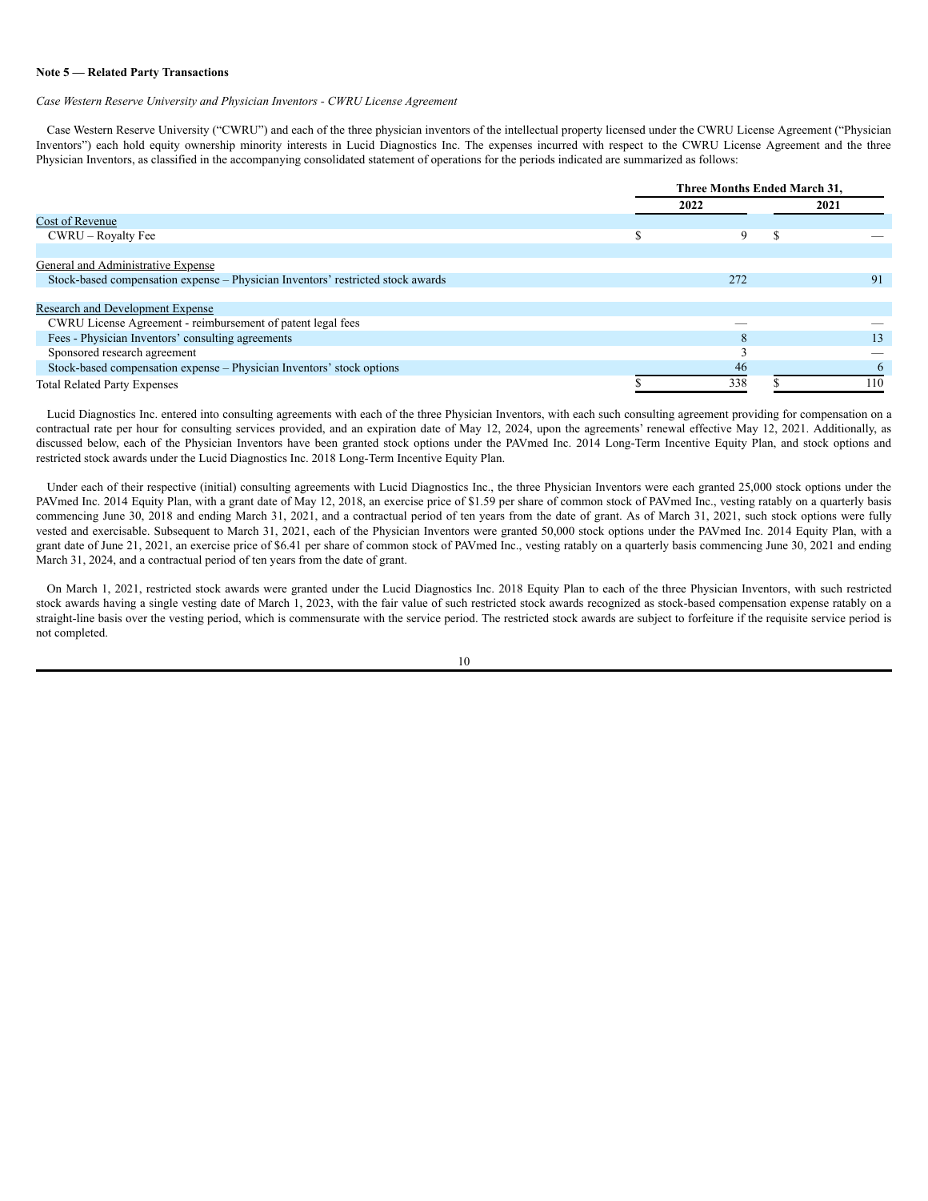**Note 5 — Related Party Transactions**

*Case Western Reserve University and Physician Inventors - CWRU License Agreement*

Case Western Reserve University ("CWRU") and each of the three physician inventors of the intellectual property licensed under the CWRU License Agreement ("Physician Inventors") each hold equity ownership minority interests in Lucid Diagnostics Inc. The expenses incurred with respect to the CWRU License Agreement and the three Physician Inventors, as classified in the accompanying consolidated statement of operations for the periods indicated are summarized as follows:

| | Three Months Ended March 31, | |
|---|---|---|
| | 2022 | 2021 |
| Cost of Revenue | | |
| CWRU – Royalty Fee | $ 9 | $ — |
| | | |
| General and Administrative Expense | | |
| Stock-based compensation expense – Physician Inventors' restricted stock awards | 272 | 91 |
| | | |
| Research and Development Expense | | |
| CWRU License Agreement - reimbursement of patent legal fees | — | — |
| Fees - Physician Inventors' consulting agreements | 8 | 13 |
| Sponsored research agreement | 3 | — |
| Stock-based compensation expense – Physician Inventors' stock options | 46 | 6 |
| Total Related Party Expenses | $ 338 | $ 110 |

Lucid Diagnostics Inc. entered into consulting agreements with each of the three Physician Inventors, with each such consulting agreement providing for compensation on a contractual rate per hour for consulting services provided, and an expiration date of May 12, 2024, upon the agreements' renewal effective May 12, 2021. Additionally, as discussed below, each of the Physician Inventors have been granted stock options under the PAVmed Inc. 2014 Long-Term Incentive Equity Plan, and stock options and restricted stock awards under the Lucid Diagnostics Inc. 2018 Long-Term Incentive Equity Plan.

Under each of their respective (initial) consulting agreements with Lucid Diagnostics Inc., the three Physician Inventors were each granted 25,000 stock options under the PAVmed Inc. 2014 Equity Plan, with a grant date of May 12, 2018, an exercise price of $1.59 per share of common stock of PAVmed Inc., vesting ratably on a quarterly basis commencing June 30, 2018 and ending March 31, 2021, and a contractual period of ten years from the date of grant. As of March 31, 2021, such stock options were fully vested and exercisable. Subsequent to March 31, 2021, each of the Physician Inventors were granted 50,000 stock options under the PAVmed Inc. 2014 Equity Plan, with a grant date of June 21, 2021, an exercise price of $6.41 per share of common stock of PAVmed Inc., vesting ratably on a quarterly basis commencing June 30, 2021 and ending March 31, 2024, and a contractual period of ten years from the date of grant.

On March 1, 2021, restricted stock awards were granted under the Lucid Diagnostics Inc. 2018 Equity Plan to each of the three Physician Inventors, with such restricted stock awards having a single vesting date of March 1, 2023, with the fair value of such restricted stock awards recognized as stock-based compensation expense ratably on a straight-line basis over the vesting period, which is commensurate with the service period. The restricted stock awards are subject to forfeiture if the requisite service period is not completed.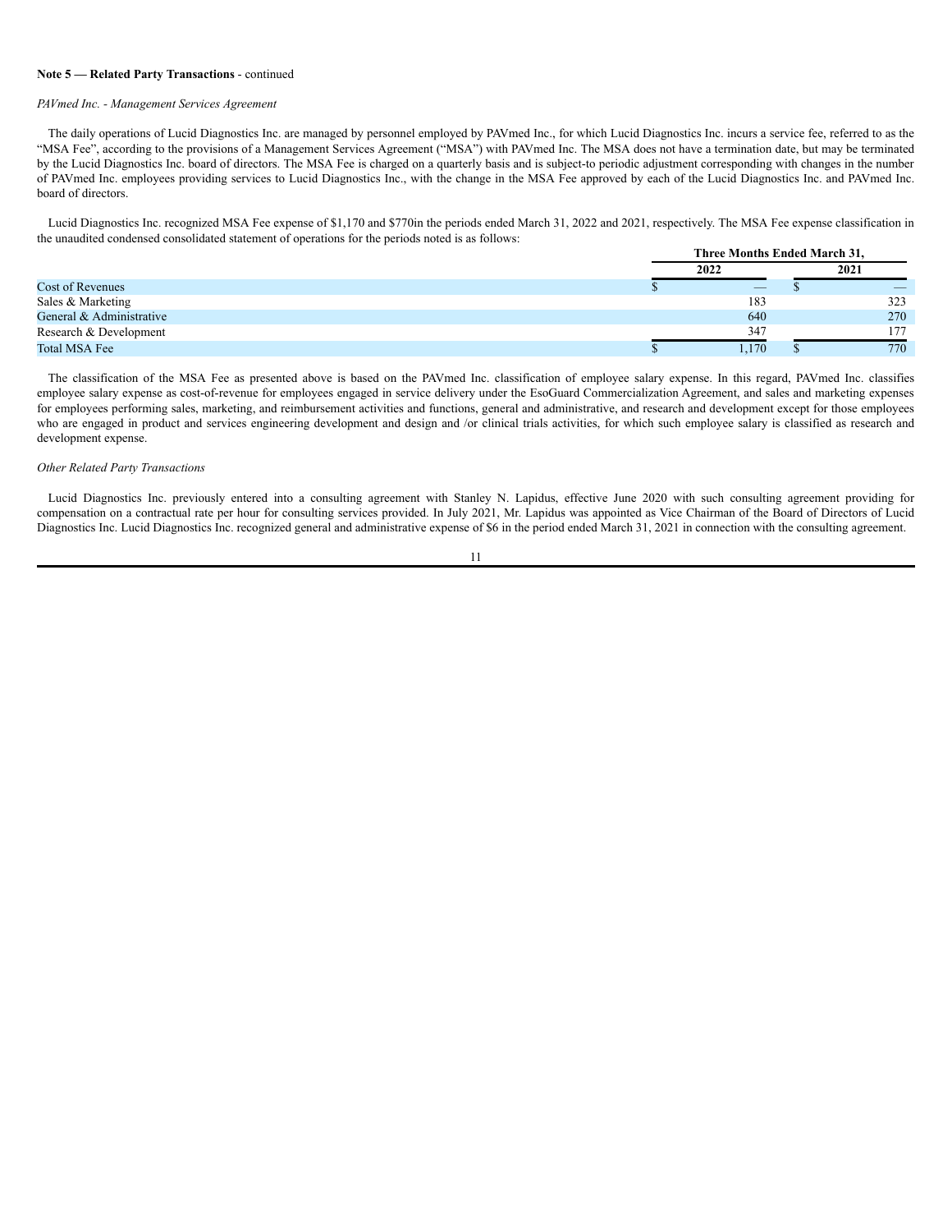**Note 5 — Related Party Transactions** - continued

*PAVmed Inc. - Management Services Agreement*

The daily operations of Lucid Diagnostics Inc. are managed by personnel employed by PAVmed Inc., for which Lucid Diagnostics Inc. incurs a service fee, referred to as the "MSA Fee", according to the provisions of a Management Services Agreement ("MSA") with PAVmed Inc. The MSA does not have a termination date, but may be terminated by the Lucid Diagnostics Inc. board of directors. The MSA Fee is charged on a quarterly basis and is subject-to periodic adjustment corresponding with changes in the number of PAVmed Inc. employees providing services to Lucid Diagnostics Inc., with the change in the MSA Fee approved by each of the Lucid Diagnostics Inc. and PAVmed Inc. board of directors.

Lucid Diagnostics Inc. recognized MSA Fee expense of $1,170 and $770in the periods ended March 31, 2022 and 2021, respectively. The MSA Fee expense classification in the unaudited condensed consolidated statement of operations for the periods noted is as follows:

| | Three Months Ended March 31, | |
|---|---|---|
| | 2022 | 2021 |
| Cost of Revenues | $ — | $ — |
| Sales & Marketing | 183 | 323 |
| General & Administrative | 640 | 270 |
| Research & Development | 347 | 177 |
| Total MSA Fee | $ 1,170 | $ 770 |

The classification of the MSA Fee as presented above is based on the PAVmed Inc. classification of employee salary expense. In this regard, PAVmed Inc. classifies employee salary expense as cost-of-revenue for employees engaged in service delivery under the EsoGuard Commercialization Agreement, and sales and marketing expenses for employees performing sales, marketing, and reimbursement activities and functions, general and administrative, and research and development except for those employees who are engaged in product and services engineering development and design and /or clinical trials activities, for which such employee salary is classified as research and development expense.

*Other Related Party Transactions*

Lucid Diagnostics Inc. previously entered into a consulting agreement with Stanley N. Lapidus, effective June 2020 with such consulting agreement providing for compensation on a contractual rate per hour for consulting services provided. In July 2021, Mr. Lapidus was appointed as Vice Chairman of the Board of Directors of Lucid Diagnostics Inc. Lucid Diagnostics Inc. recognized general and administrative expense of $6 in the period ended March 31, 2021 in connection with the consulting agreement.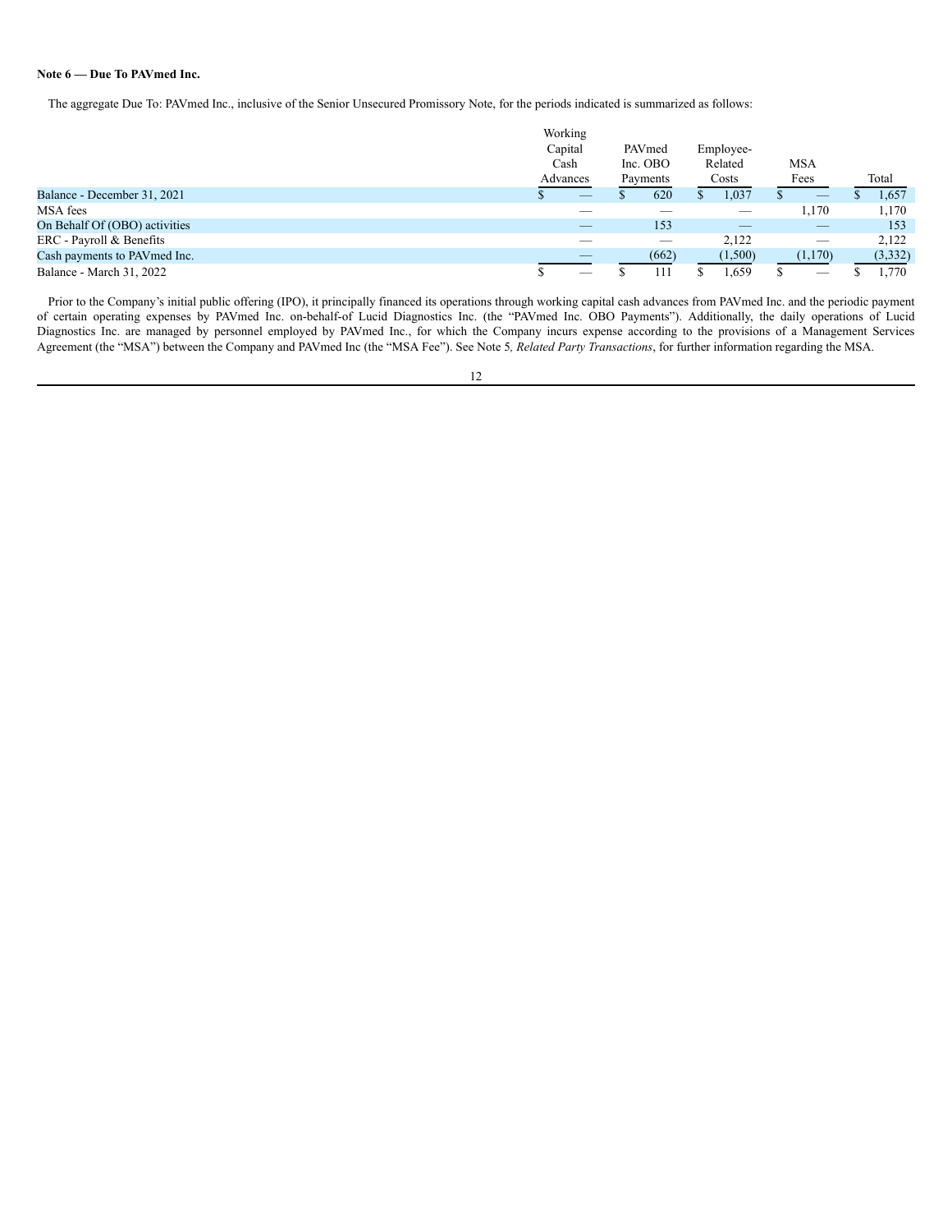**Note 6 — Due To PAVmed Inc.**

The aggregate Due To: PAVmed Inc., inclusive of the Senior Unsecured Promissory Note, for the periods indicated is summarized as follows:

| | Working Capital Cash Advances | PAVmed Inc. OBO Payments | Employee-Related Costs | MSA Fees | Total |
|---|---|---|---|---|---|
| Balance - December 31, 2021 | $ — | $ 620 | $ 1,037 | $ — | $ 1,657 |
| MSA fees | — | — | — | 1,170 | 1,170 |
| On Behalf Of (OBO) activities | — | 153 | — | — | 153 |
| ERC - Payroll & Benefits | — | — | 2,122 | — | 2,122 |
| Cash payments to PAVmed Inc. | — | (662) | (1,500) | (1,170) | (3,332) |
| Balance - March 31, 2022 | $ — | $ 111 | $ 1,659 | $ — | $ 1,770 |

Prior to the Company's initial public offering (IPO), it principally financed its operations through working capital cash advances from PAVmed Inc. and the periodic payment of certain operating expenses by PAVmed Inc. on-behalf-of Lucid Diagnostics Inc. (the "PAVmed Inc. OBO Payments"). Additionally, the daily operations of Lucid Diagnostics Inc. are managed by personnel employed by PAVmed Inc., for which the Company incurs expense according to the provisions of a Management Services Agreement (the "MSA") between the Company and PAVmed Inc (the "MSA Fee"). See Note 5*, Related Party Transactions*, for further information regarding the MSA.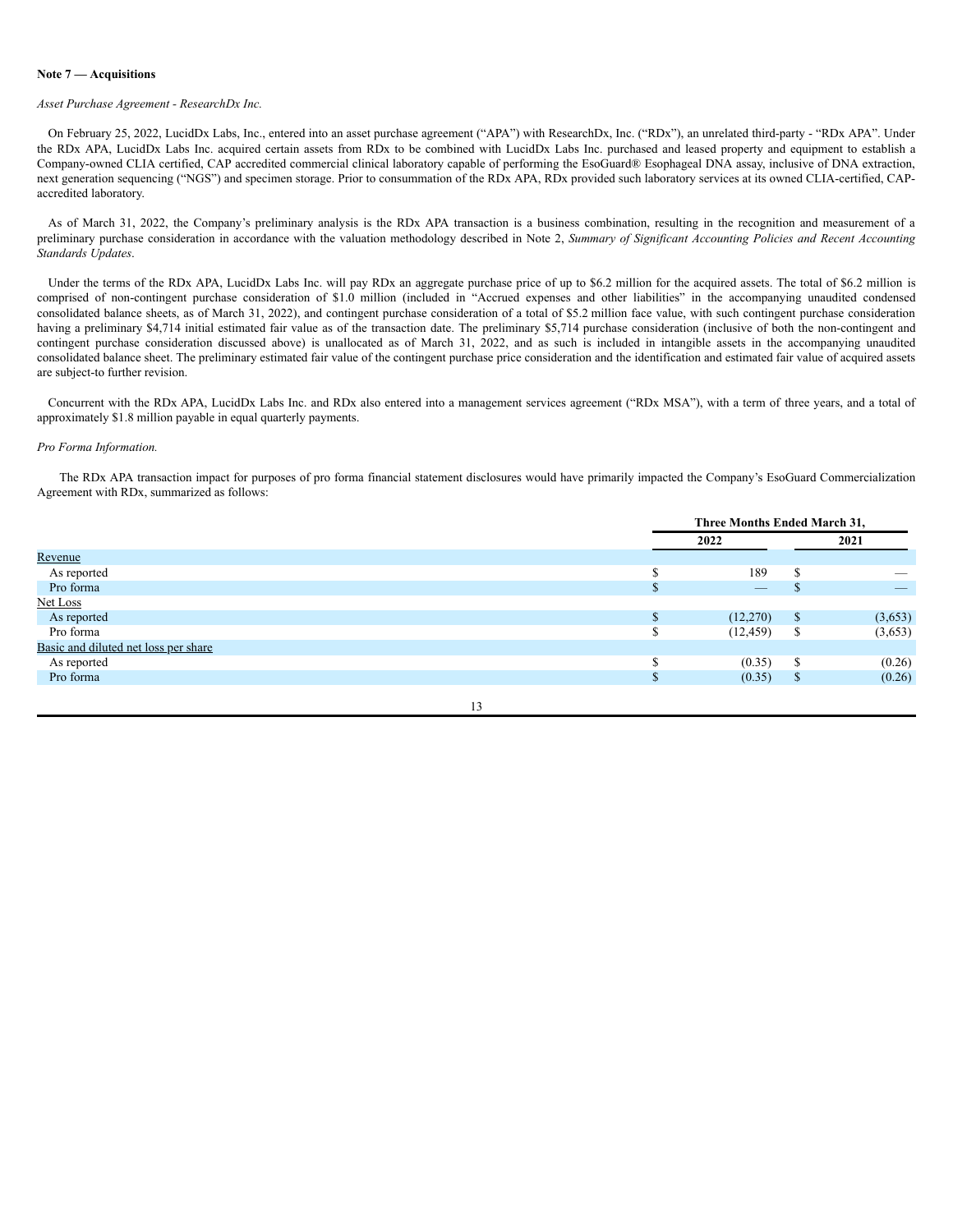**Note 7 — Acquisitions**

*Asset Purchase Agreement - ResearchDx Inc.*

On February 25, 2022, LucidDx Labs, Inc., entered into an asset purchase agreement ("APA") with ResearchDx, Inc. ("RDx"), an unrelated third-party - "RDx APA". Under the RDx APA, LucidDx Labs Inc. acquired certain assets from RDx to be combined with LucidDx Labs Inc. purchased and leased property and equipment to establish a Company-owned CLIA certified, CAP accredited commercial clinical laboratory capable of performing the EsoGuard® Esophageal DNA assay, inclusive of DNA extraction, next generation sequencing ("NGS") and specimen storage. Prior to consummation of the RDx APA, RDx provided such laboratory services at its owned CLIA-certified, CAP-accredited laboratory.

As of March 31, 2022, the Company's preliminary analysis is the RDx APA transaction is a business combination, resulting in the recognition and measurement of a preliminary purchase consideration in accordance with the valuation methodology described in Note 2, *Summary of Significant Accounting Policies and Recent Accounting Standards Updates*.

Under the terms of the RDx APA, LucidDx Labs Inc. will pay RDx an aggregate purchase price of up to $6.2 million for the acquired assets. The total of $6.2 million is comprised of non-contingent purchase consideration of $1.0 million (included in "Accrued expenses and other liabilities" in the accompanying unaudited condensed consolidated balance sheets, as of March 31, 2022), and contingent purchase consideration of a total of $5.2 million face value, with such contingent purchase consideration having a preliminary $4,714 initial estimated fair value as of the transaction date. The preliminary $5,714 purchase consideration (inclusive of both the non-contingent and contingent purchase consideration discussed above) is unallocated as of March 31, 2022, and as such is included in intangible assets in the accompanying unaudited consolidated balance sheet. The preliminary estimated fair value of the contingent purchase price consideration and the identification and estimated fair value of acquired assets are subject-to further revision.

Concurrent with the RDx APA, LucidDx Labs Inc. and RDx also entered into a management services agreement ("RDx MSA"), with a term of three years, and a total of approximately $1.8 million payable in equal quarterly payments.

*Pro Forma Information.*

The RDx APA transaction impact for purposes of pro forma financial statement disclosures would have primarily impacted the Company's EsoGuard Commercialization Agreement with RDx, summarized as follows:

| | Three Months Ended March 31, | |
|---|---|---|
| | 2022 | 2021 |
| Revenue | | |
| As reported | $ 189 | $ — |
| Pro forma | $ — | $ — |
| Net Loss | | |
| As reported | $ (12,270) | $ (3,653) |
| Pro forma | $ (12,459) | $ (3,653) |
| Basic and diluted net loss per share | | |
| As reported | $ (0.35) | $ (0.26) |
| Pro forma | $ (0.35) | $ (0.26) |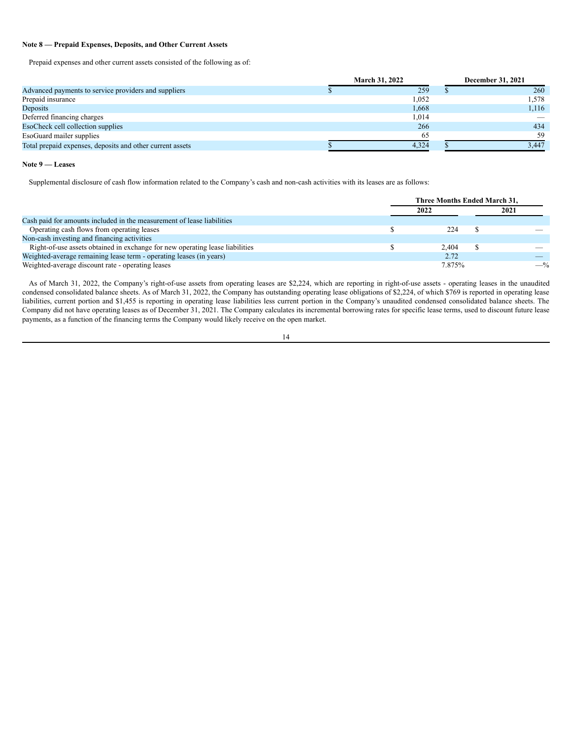**Note 8 — Prepaid Expenses, Deposits, and Other Current Assets**

Prepaid expenses and other current assets consisted of the following as of:

| | March 31, 2022 | December 31, 2021 |
|---|---|---|
| Advanced payments to service providers and suppliers | $ 259 | $ 260 |
| Prepaid insurance | 1,052 | 1,578 |
| Deposits | 1,668 | 1,116 |
| Deferred financing charges | 1,014 | — |
| EsoCheck cell collection supplies | 266 | 434 |
| EsoGuard mailer supplies | 65 | 59 |
| Total prepaid expenses, deposits and other current assets | $ 4,324 | $ 3,447 |

**Note 9 — Leases**

Supplemental disclosure of cash flow information related to the Company's cash and non-cash activities with its leases are as follows:

| | Three Months Ended March 31, | |
|---|---|---|
| | 2022 | 2021 |
| Cash paid for amounts included in the measurement of lease liabilities | | |
| Operating cash flows from operating leases | $ 224 | $ — |
| Non-cash investing and financing activities | | |
| Right-of-use assets obtained in exchange for new operating lease liabilities | $ 2,404 | $ — |
| Weighted-average remaining lease term - operating leases (in years) | 2.72 | — |
| Weighted-average discount rate - operating leases | 7.875% | —% |

As of March 31, 2022, the Company's right-of-use assets from operating leases are $2,224, which are reporting in right-of-use assets - operating leases in the unaudited condensed consolidated balance sheets. As of March 31, 2022, the Company has outstanding operating lease obligations of $2,224, of which $769 is reported in operating lease liabilities, current portion and $1,455 is reporting in operating lease liabilities less current portion in the Company's unaudited condensed consolidated balance sheets. The Company did not have operating leases as of December 31, 2021. The Company calculates its incremental borrowing rates for specific lease terms, used to discount future lease payments, as a function of the financing terms the Company would likely receive on the open market.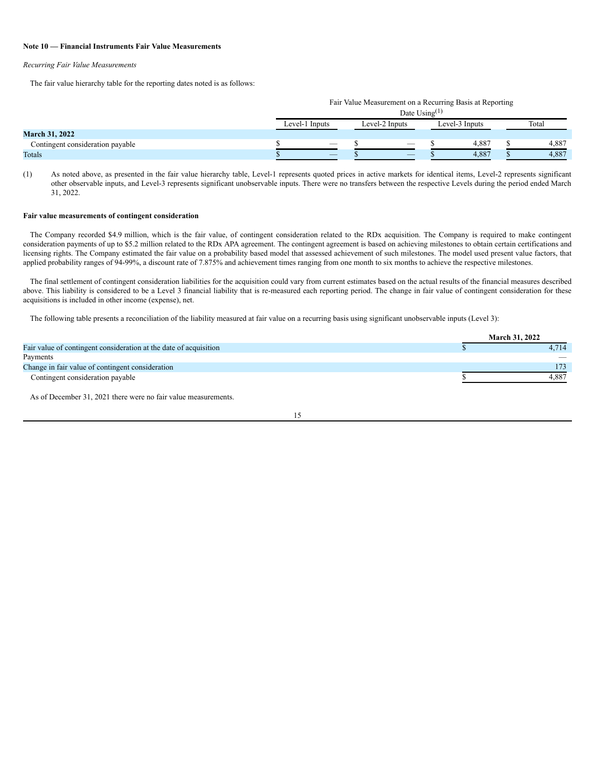**Note 10 — Financial Instruments Fair Value Measurements**

*Recurring Fair Value Measurements*

The fair value hierarchy table for the reporting dates noted is as follows:

| | Fair Value Measurement on a Recurring Basis at Reporting Date Using[(1)] | | | |
|---|---|---|---|---|
| | Level-1 Inputs | Level-2 Inputs | Level-3 Inputs | Total |
| **March 31, 2022** | | | | |
| Contingent consideration payable | $ — | $ — | $ 4,887 | $ 4,887 |
| Totals | $ — | $ — | $ 4,887 | $ 4,887 |

(1) As noted above, as presented in the fair value hierarchy table, Level-1 represents quoted prices in active markets for identical items, Level-2 represents significant other observable inputs, and Level-3 represents significant unobservable inputs. There were no transfers between the respective Levels during the period ended March 31, 2022.

**Fair value measurements of contingent consideration**

The Company recorded $4.9 million, which is the fair value, of contingent consideration related to the RDx acquisition. The Company is required to make contingent consideration payments of up to $5.2 million related to the RDx APA agreement. The contingent agreement is based on achieving milestones to obtain certain certifications and licensing rights. The Company estimated the fair value on a probability based model that assessed achievement of such milestones. The model used present value factors, that applied probability ranges of 94-99%, a discount rate of 7.875% and achievement times ranging from one month to six months to achieve the respective milestones.

The final settlement of contingent consideration liabilities for the acquisition could vary from current estimates based on the actual results of the financial measures described above. This liability is considered to be a Level 3 financial liability that is re-measured each reporting period. The change in fair value of contingent consideration for these acquisitions is included in other income (expense), net.

The following table presents a reconciliation of the liability measured at fair value on a recurring basis using significant unobservable inputs (Level 3):

| | March 31, 2022 |
|---|---|
| Fair value of contingent consideration at the date of acquisition | $ 4,714 |
| Payments | — |
| Change in fair value of contingent consideration | 173 |
| Contingent consideration payable | $ 4,887 |

As of December 31, 2021 there were no fair value measurements.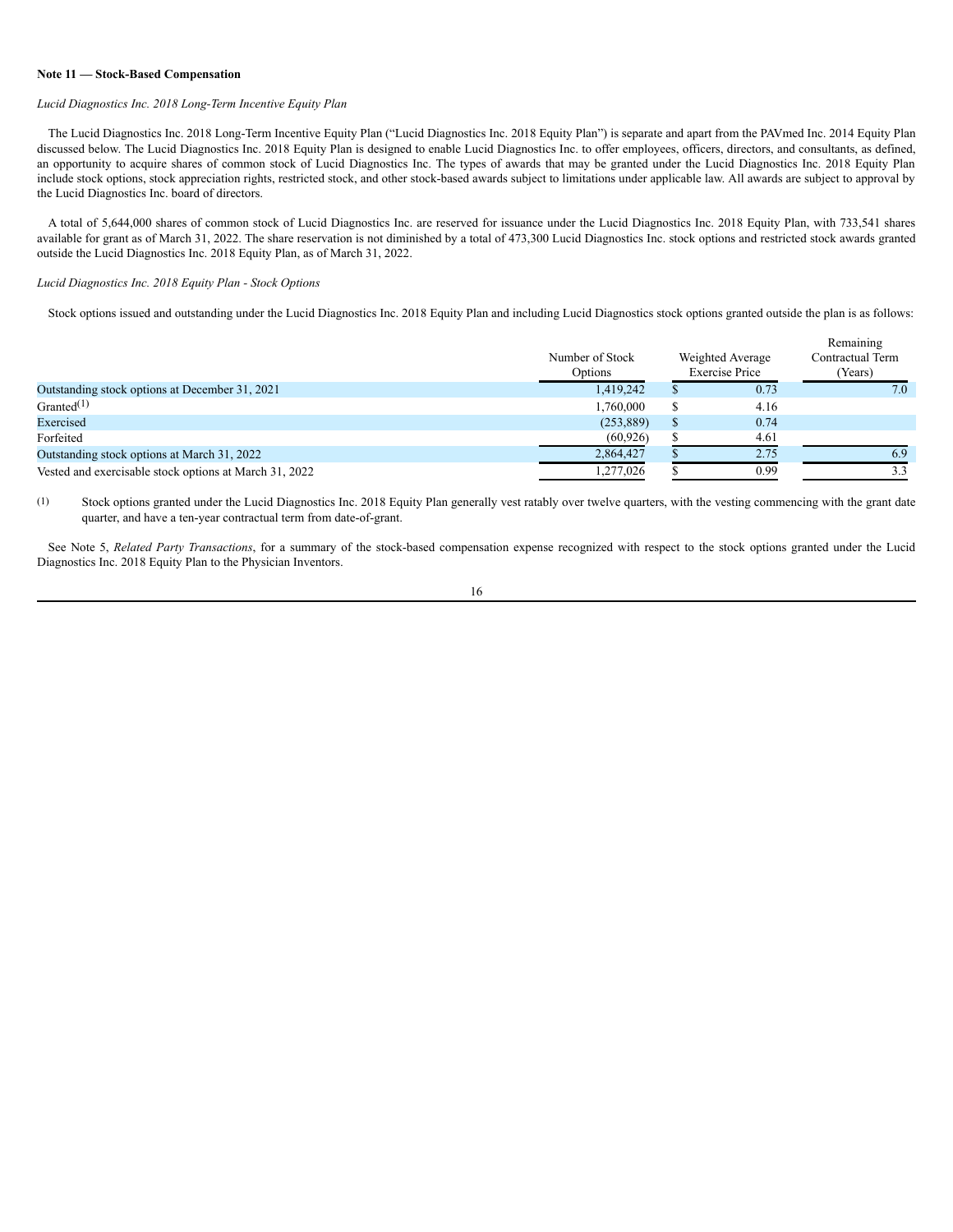**Note 11 — Stock-Based Compensation**

*Lucid Diagnostics Inc. 2018 Long-Term Incentive Equity Plan*

The Lucid Diagnostics Inc. 2018 Long-Term Incentive Equity Plan ("Lucid Diagnostics Inc. 2018 Equity Plan") is separate and apart from the PAVmed Inc. 2014 Equity Plan discussed below. The Lucid Diagnostics Inc. 2018 Equity Plan is designed to enable Lucid Diagnostics Inc. to offer employees, officers, directors, and consultants, as defined, an opportunity to acquire shares of common stock of Lucid Diagnostics Inc. The types of awards that may be granted under the Lucid Diagnostics Inc. 2018 Equity Plan include stock options, stock appreciation rights, restricted stock, and other stock-based awards subject to limitations under applicable law. All awards are subject to approval by the Lucid Diagnostics Inc. board of directors.

A total of 5,644,000 shares of common stock of Lucid Diagnostics Inc. are reserved for issuance under the Lucid Diagnostics Inc. 2018 Equity Plan, with 733,541 shares available for grant as of March 31, 2022. The share reservation is not diminished by a total of 473,300 Lucid Diagnostics Inc. stock options and restricted stock awards granted outside the Lucid Diagnostics Inc. 2018 Equity Plan, as of March 31, 2022.

*Lucid Diagnostics Inc. 2018 Equity Plan - Stock Options*

Stock options issued and outstanding under the Lucid Diagnostics Inc. 2018 Equity Plan and including Lucid Diagnostics stock options granted outside the plan is as follows:

| | Number of Stock Options | Weighted Average Exercise Price | Remaining Contractual Term (Years) |
|---|---|---|---|
| Outstanding stock options at December 31, 2021 | 1,419,242 | $ 0.73 | 7.0 |
| Granted[(1)] | 1,760,000 | $ 4.16 | |
| Exercised | (253,889) | $ 0.74 | |
| Forfeited | (60,926) | $ 4.61 | |
| Outstanding stock options at March 31, 2022 | 2,864,427 | $ 2.75 | 6.9 |
| Vested and exercisable stock options at March 31, 2022 | 1,277,026 | $ 0.99 | 3.3 |

(1) Stock options granted under the Lucid Diagnostics Inc. 2018 Equity Plan generally vest ratably over twelve quarters, with the vesting commencing with the grant date quarter, and have a ten-year contractual term from date-of-grant.

See Note 5, *Related Party Transactions*, for a summary of the stock-based compensation expense recognized with respect to the stock options granted under the Lucid Diagnostics Inc. 2018 Equity Plan to the Physician Inventors.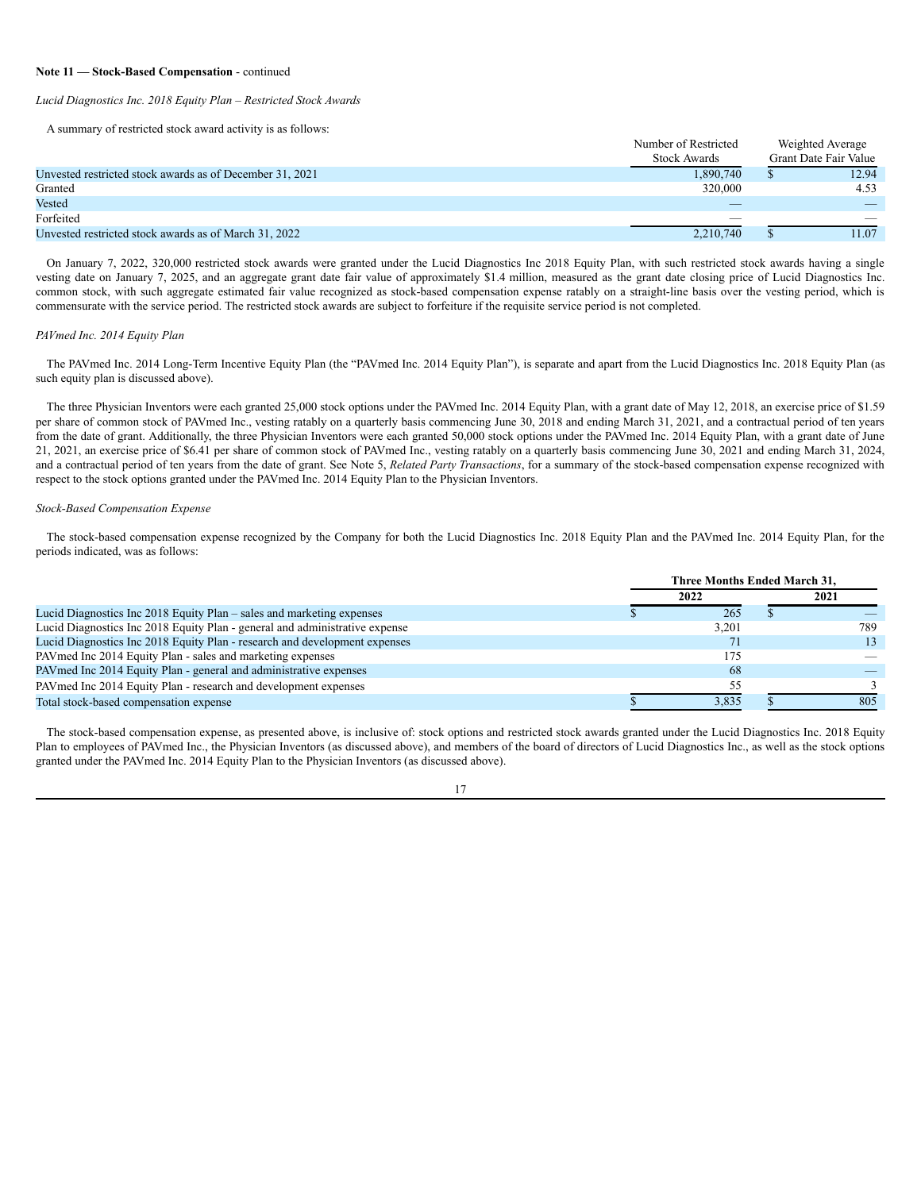**Note 11 — Stock-Based Compensation** - continued

*Lucid Diagnostics Inc. 2018 Equity Plan – Restricted Stock Awards*

A summary of restricted stock award activity is as follows:

| | Number of Restricted Stock Awards | Weighted Average Grant Date Fair Value |
|---|---|---|
| Unvested restricted stock awards as of December 31, 2021 | 1,890,740 | $ 12.94 |
| Granted | 320,000 | 4.53 |
| Vested | — | — |
| Forfeited | — | — |
| Unvested restricted stock awards as of March 31, 2022 | 2,210,740 | $ 11.07 |

On January 7, 2022, 320,000 restricted stock awards were granted under the Lucid Diagnostics Inc 2018 Equity Plan, with such restricted stock awards having a single vesting date on January 7, 2025, and an aggregate grant date fair value of approximately $1.4 million, measured as the grant date closing price of Lucid Diagnostics Inc. common stock, with such aggregate estimated fair value recognized as stock-based compensation expense ratably on a straight-line basis over the vesting period, which is commensurate with the service period. The restricted stock awards are subject to forfeiture if the requisite service period is not completed.

*PAVmed Inc. 2014 Equity Plan*

The PAVmed Inc. 2014 Long-Term Incentive Equity Plan (the "PAVmed Inc. 2014 Equity Plan"), is separate and apart from the Lucid Diagnostics Inc. 2018 Equity Plan (as such equity plan is discussed above).

The three Physician Inventors were each granted 25,000 stock options under the PAVmed Inc. 2014 Equity Plan, with a grant date of May 12, 2018, an exercise price of $1.59 per share of common stock of PAVmed Inc., vesting ratably on a quarterly basis commencing June 30, 2018 and ending March 31, 2021, and a contractual period of ten years from the date of grant. Additionally, the three Physician Inventors were each granted 50,000 stock options under the PAVmed Inc. 2014 Equity Plan, with a grant date of June 21, 2021, an exercise price of $6.41 per share of common stock of PAVmed Inc., vesting ratably on a quarterly basis commencing June 30, 2021 and ending March 31, 2024, and a contractual period of ten years from the date of grant. See Note 5, *Related Party Transactions*, for a summary of the stock-based compensation expense recognized with respect to the stock options granted under the PAVmed Inc. 2014 Equity Plan to the Physician Inventors.

*Stock-Based Compensation Expense*

The stock-based compensation expense recognized by the Company for both the Lucid Diagnostics Inc. 2018 Equity Plan and the PAVmed Inc. 2014 Equity Plan, for the periods indicated, was as follows:

| | Three Months Ended March 31, | |
|---|---|---|
| | 2022 | 2021 |
| Lucid Diagnostics Inc 2018 Equity Plan – sales and marketing expenses | $ 265 | $ — |
| Lucid Diagnostics Inc 2018 Equity Plan - general and administrative expense | 3,201 | 789 |
| Lucid Diagnostics Inc 2018 Equity Plan - research and development expenses | 71 | 13 |
| PAVmed Inc 2014 Equity Plan - sales and marketing expenses | 175 | — |
| PAVmed Inc 2014 Equity Plan - general and administrative expenses | 68 | — |
| PAVmed Inc 2014 Equity Plan - research and development expenses | 55 | 3 |
| Total stock-based compensation expense | $ 3,835 | $ 805 |

The stock-based compensation expense, as presented above, is inclusive of: stock options and restricted stock awards granted under the Lucid Diagnostics Inc. 2018 Equity Plan to employees of PAVmed Inc., the Physician Inventors (as discussed above), and members of the board of directors of Lucid Diagnostics Inc., as well as the stock options granted under the PAVmed Inc. 2014 Equity Plan to the Physician Inventors (as discussed above).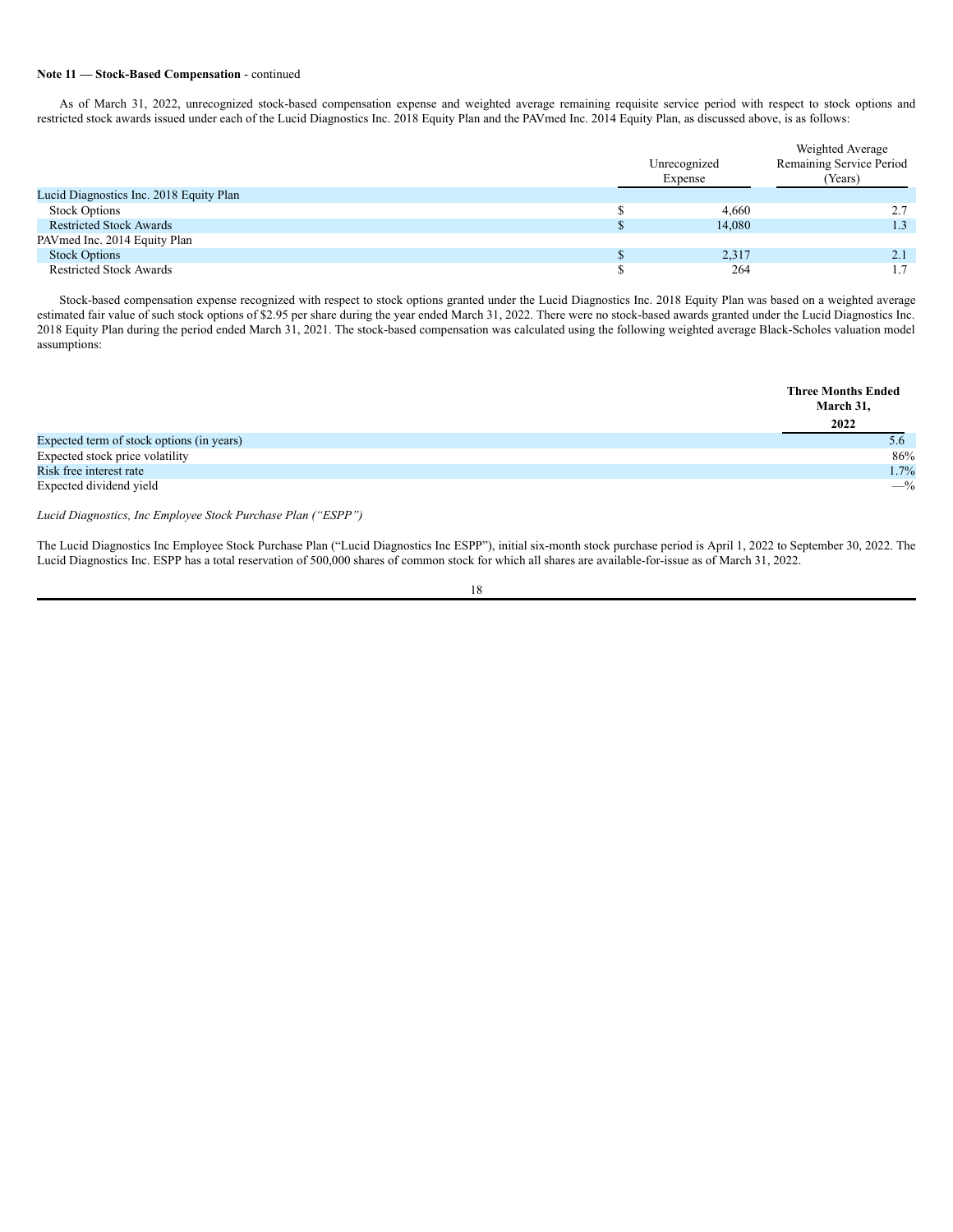**Note 11 — Stock-Based Compensation** - continued

As of March 31, 2022, unrecognized stock-based compensation expense and weighted average remaining requisite service period with respect to stock options and restricted stock awards issued under each of the Lucid Diagnostics Inc. 2018 Equity Plan and the PAVmed Inc. 2014 Equity Plan, as discussed above, is as follows:

| | Unrecognized Expense | Weighted Average Remaining Service Period (Years) |
|---|---|---|
| Lucid Diagnostics Inc. 2018 Equity Plan | | |
| Stock Options | $ 4,660 | 2.7 |
| Restricted Stock Awards | $ 14,080 | 1.3 |
| PAVmed Inc. 2014 Equity Plan | | |
| Stock Options | $ 2,317 | 2.1 |
| Restricted Stock Awards | $ 264 | 1.7 |

Stock-based compensation expense recognized with respect to stock options granted under the Lucid Diagnostics Inc. 2018 Equity Plan was based on a weighted average estimated fair value of such stock options of $2.95 per share during the year ended March 31, 2022. There were no stock-based awards granted under the Lucid Diagnostics Inc. 2018 Equity Plan during the period ended March 31, 2021. The stock-based compensation was calculated using the following weighted average Black-Scholes valuation model assumptions:

| | **Three Months Ended March 31, 2022** |
|---|---|
| Expected term of stock options (in years) | 5.6 |
| Expected stock price volatility | 86% |
| Risk free interest rate | 1.7% |
| Expected dividend yield | —% |

*Lucid Diagnostics, Inc Employee Stock Purchase Plan ("ESPP")*

The Lucid Diagnostics Inc Employee Stock Purchase Plan ("Lucid Diagnostics Inc ESPP"), initial six-month stock purchase period is April 1, 2022 to September 30, 2022. The Lucid Diagnostics Inc. ESPP has a total reservation of 500,000 shares of common stock for which all shares are available-for-issue as of March 31, 2022.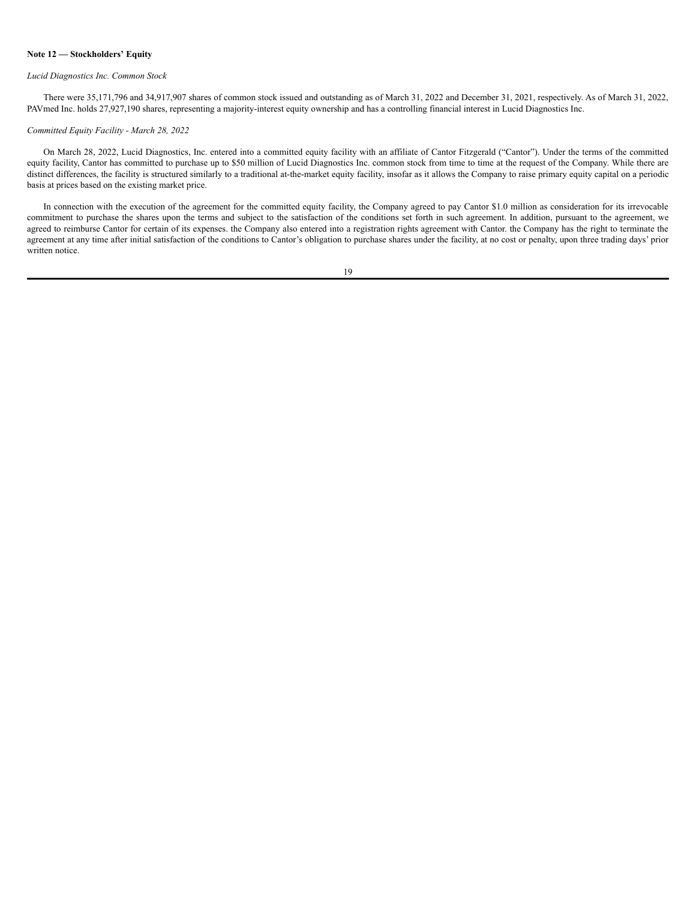**Note 12 — Stockholders' Equity**

*Lucid Diagnostics Inc. Common Stock*

There were 35,171,796 and 34,917,907 shares of common stock issued and outstanding as of March 31, 2022 and December 31, 2021, respectively. As of March 31, 2022, PAVmed Inc. holds 27,927,190 shares, representing a majority-interest equity ownership and has a controlling financial interest in Lucid Diagnostics Inc.

*Committed Equity Facility - March 28, 2022*

On March 28, 2022, Lucid Diagnostics, Inc. entered into a committed equity facility with an affiliate of Cantor Fitzgerald ("Cantor"). Under the terms of the committed equity facility, Cantor has committed to purchase up to $50 million of Lucid Diagnostics Inc. common stock from time to time at the request of the Company. While there are distinct differences, the facility is structured similarly to a traditional at-the-market equity facility, insofar as it allows the Company to raise primary equity capital on a periodic basis at prices based on the existing market price.

In connection with the execution of the agreement for the committed equity facility, the Company agreed to pay Cantor $1.0 million as consideration for its irrevocable commitment to purchase the shares upon the terms and subject to the satisfaction of the conditions set forth in such agreement. In addition, pursuant to the agreement, we agreed to reimburse Cantor for certain of its expenses. the Company also entered into a registration rights agreement with Cantor. the Company has the right to terminate the agreement at any time after initial satisfaction of the conditions to Cantor's obligation to purchase shares under the facility, at no cost or penalty, upon three trading days' prior written notice.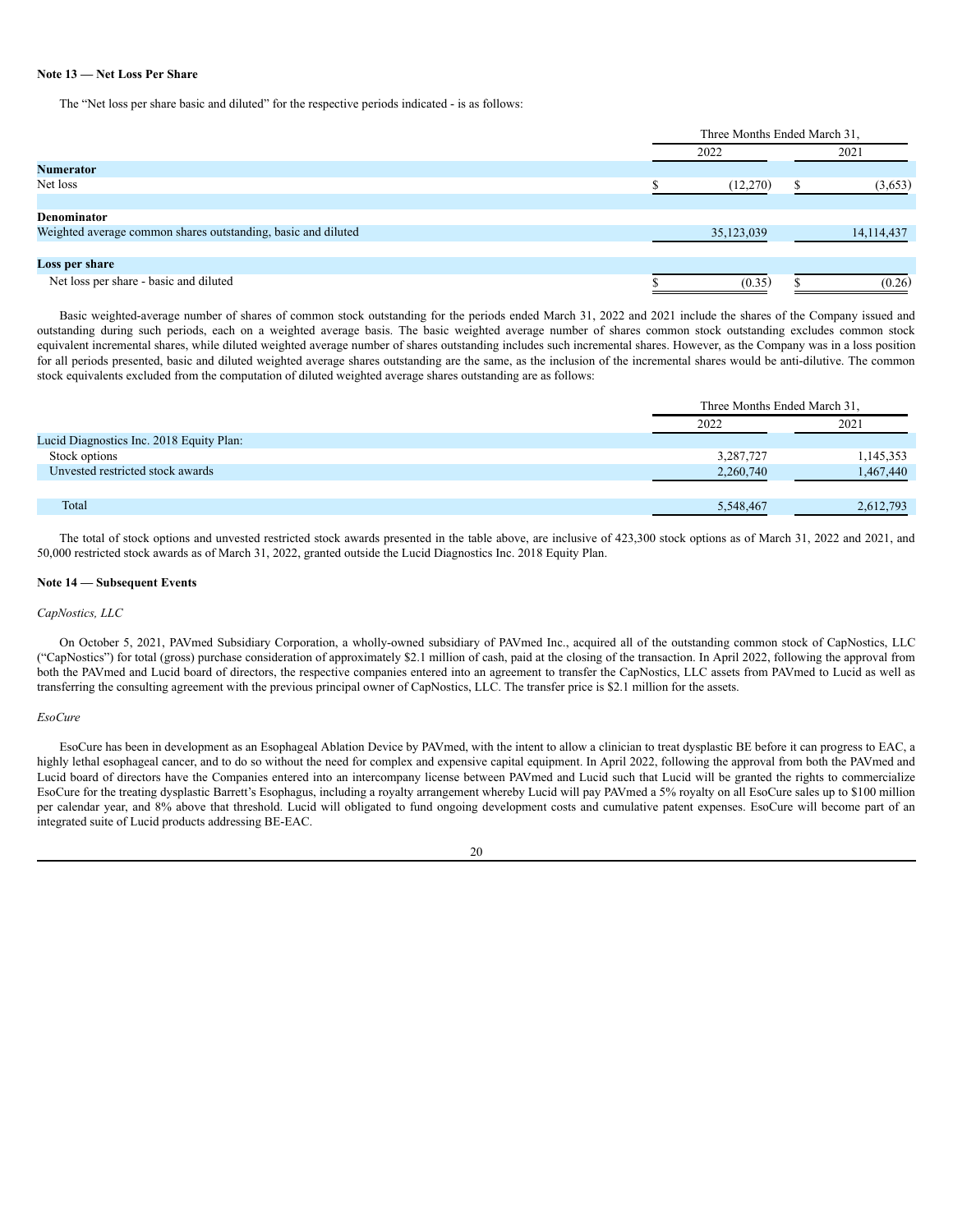### Note 13 — Net Loss Per Share

The "Net loss per share basic and diluted" for the respective periods indicated - is as follows:

| | Three Months Ended March 31, | |
|---|---|---|
| | 2022 | 2021 |
| **Numerator** | | |
| Net loss | $ (12,270) | $ (3,653) |
| **Denominator** | | |
| Weighted average common shares outstanding, basic and diluted | 35,123,039 | 14,114,437 |
| **Loss per share** | | |
| Net loss per share - basic and diluted | $ (0.35) | $ (0.26) |

Basic weighted-average number of shares of common stock outstanding for the periods ended March 31, 2022 and 2021 include the shares of the Company issued and outstanding during such periods, each on a weighted average basis. The basic weighted average number of shares common stock outstanding excludes common stock equivalent incremental shares, while diluted weighted average number of shares outstanding includes such incremental shares. However, as the Company was in a loss position for all periods presented, basic and diluted weighted average shares outstanding are the same, as the inclusion of the incremental shares would be anti-dilutive. The common stock equivalents excluded from the computation of diluted weighted average shares outstanding are as follows:

| | Three Months Ended March 31, | |
|---|---|---|
| | 2022 | 2021 |
| Lucid Diagnostics Inc. 2018 Equity Plan: | | |
| Stock options | 3,287,727 | 1,145,353 |
| Unvested restricted stock awards | 2,260,740 | 1,467,440 |
| Total | 5,548,467 | 2,612,793 |

The total of stock options and unvested restricted stock awards presented in the table above, are inclusive of 423,300 stock options as of March 31, 2022 and 2021, and 50,000 restricted stock awards as of March 31, 2022, granted outside the Lucid Diagnostics Inc. 2018 Equity Plan.

### Note 14 — Subsequent Events

*CapNostics, LLC*

On October 5, 2021, PAVmed Subsidiary Corporation, a wholly-owned subsidiary of PAVmed Inc., acquired all of the outstanding common stock of CapNostics, LLC ("CapNostics") for total (gross) purchase consideration of approximately $2.1 million of cash, paid at the closing of the transaction. In April 2022, following the approval from both the PAVmed and Lucid board of directors, the respective companies entered into an agreement to transfer the CapNostics, LLC assets from PAVmed to Lucid as well as transferring the consulting agreement with the previous principal owner of CapNostics, LLC. The transfer price is $2.1 million for the assets.

*EsoCure*

EsoCure has been in development as an Esophageal Ablation Device by PAVmed, with the intent to allow a clinician to treat dysplastic BE before it can progress to EAC, a highly lethal esophageal cancer, and to do so without the need for complex and expensive capital equipment. In April 2022, following the approval from both the PAVmed and Lucid board of directors have the Companies entered into an intercompany license between PAVmed and Lucid such that Lucid will be granted the rights to commercialize EsoCure for the treating dysplastic Barrett's Esophagus, including a royalty arrangement whereby Lucid will pay PAVmed a 5% royalty on all EsoCure sales up to $100 million per calendar year, and 8% above that threshold. Lucid will obligated to fund ongoing development costs and cumulative patent expenses. EsoCure will become part of an integrated suite of Lucid products addressing BE-EAC.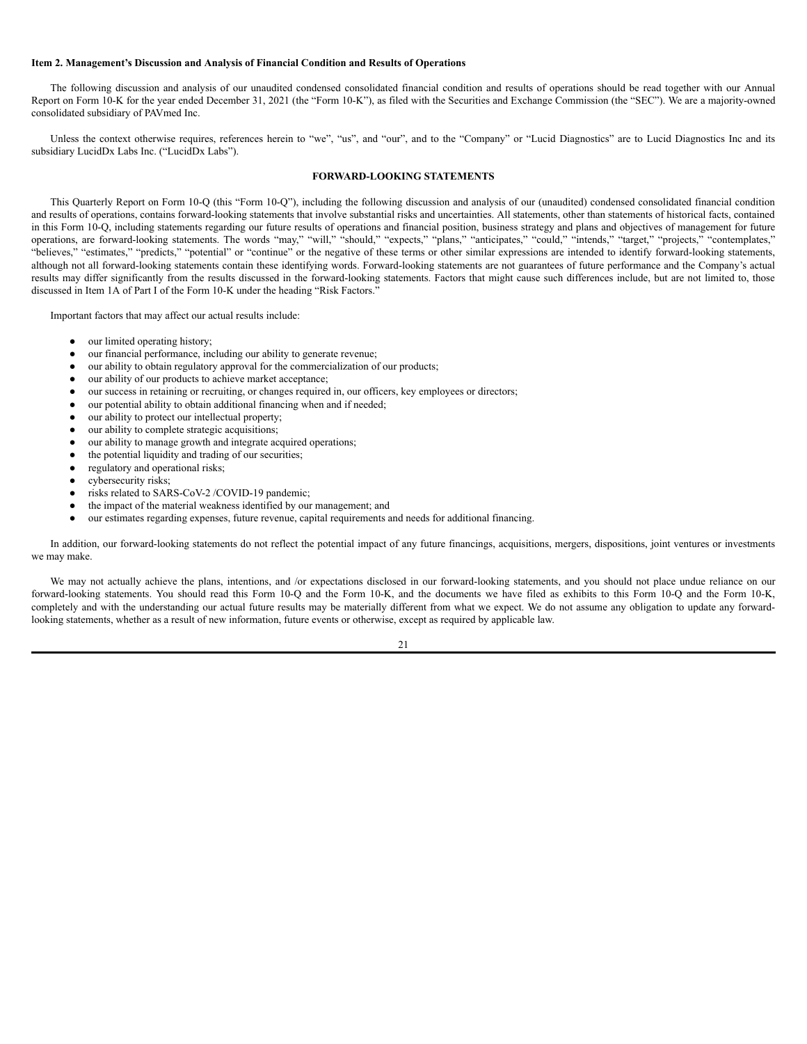**Item 2. Management's Discussion and Analysis of Financial Condition and Results of Operations**

The following discussion and analysis of our unaudited condensed consolidated financial condition and results of operations should be read together with our Annual Report on Form 10-K for the year ended December 31, 2021 (the "Form 10-K"), as filed with the Securities and Exchange Commission (the "SEC"). We are a majority-owned consolidated subsidiary of PAVmed Inc.

Unless the context otherwise requires, references herein to "we", "us", and "our", and to the "Company" or "Lucid Diagnostics" are to Lucid Diagnostics Inc and its subsidiary LucidDx Labs Inc. ("LucidDx Labs").

## FORWARD-LOOKING STATEMENTS

This Quarterly Report on Form 10-Q (this "Form 10-Q"), including the following discussion and analysis of our (unaudited) condensed consolidated financial condition and results of operations, contains forward-looking statements that involve substantial risks and uncertainties. All statements, other than statements of historical facts, contained in this Form 10-Q, including statements regarding our future results of operations and financial position, business strategy and plans and objectives of management for future operations, are forward-looking statements. The words "may," "will," "should," "expects," "plans," "anticipates," "could," "intends," "target," "projects," "contemplates," "believes," "estimates," "predicts," "potential" or "continue" or the negative of these terms or other similar expressions are intended to identify forward-looking statements, although not all forward-looking statements contain these identifying words. Forward-looking statements are not guarantees of future performance and the Company's actual results may differ significantly from the results discussed in the forward-looking statements. Factors that might cause such differences include, but are not limited to, those discussed in Item 1A of Part I of the Form 10-K under the heading "Risk Factors."

Important factors that may affect our actual results include:

- our limited operating history;
- our financial performance, including our ability to generate revenue;
- our ability to obtain regulatory approval for the commercialization of our products;
- our ability of our products to achieve market acceptance;
- our success in retaining or recruiting, or changes required in, our officers, key employees or directors;
- our potential ability to obtain additional financing when and if needed;
- our ability to protect our intellectual property;
- our ability to complete strategic acquisitions;
- our ability to manage growth and integrate acquired operations;
- the potential liquidity and trading of our securities;
- regulatory and operational risks;
- cybersecurity risks;
- risks related to SARS-CoV-2 /COVID-19 pandemic;
- the impact of the material weakness identified by our management; and
- our estimates regarding expenses, future revenue, capital requirements and needs for additional financing.

In addition, our forward-looking statements do not reflect the potential impact of any future financings, acquisitions, mergers, dispositions, joint ventures or investments we may make.

We may not actually achieve the plans, intentions, and /or expectations disclosed in our forward-looking statements, and you should not place undue reliance on our forward-looking statements. You should read this Form 10-Q and the Form 10-K, and the documents we have filed as exhibits to this Form 10-Q and the Form 10-K, completely and with the understanding our actual future results may be materially different from what we expect. We do not assume any obligation to update any forward-looking statements, whether as a result of new information, future events or otherwise, except as required by applicable law.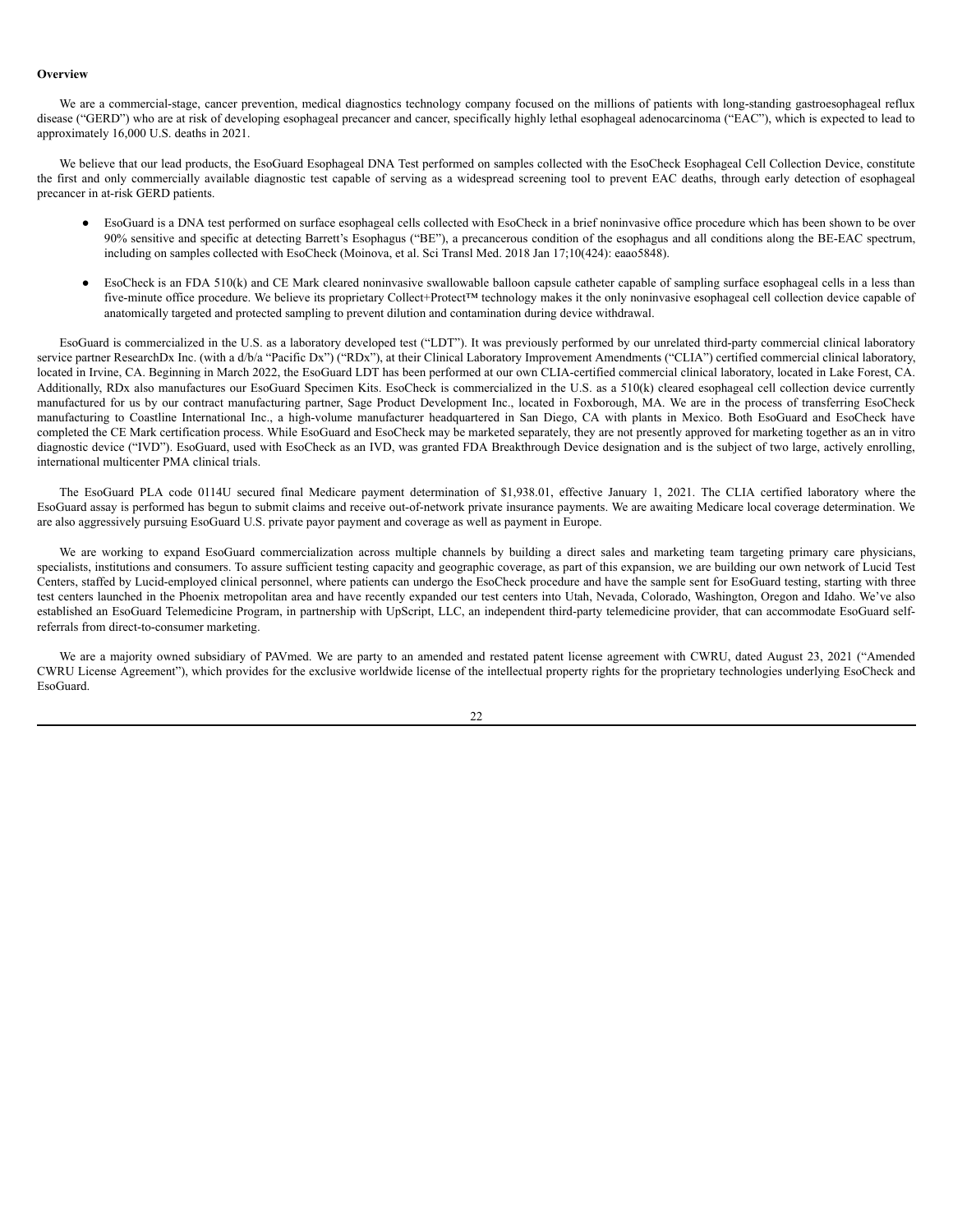**Overview**

We are a commercial-stage, cancer prevention, medical diagnostics technology company focused on the millions of patients with long-standing gastroesophageal reflux disease ("GERD") who are at risk of developing esophageal precancer and cancer, specifically highly lethal esophageal adenocarcinoma ("EAC"), which is expected to lead to approximately 16,000 U.S. deaths in 2021.

We believe that our lead products, the EsoGuard Esophageal DNA Test performed on samples collected with the EsoCheck Esophageal Cell Collection Device, constitute the first and only commercially available diagnostic test capable of serving as a widespread screening tool to prevent EAC deaths, through early detection of esophageal precancer in at-risk GERD patients.

- EsoGuard is a DNA test performed on surface esophageal cells collected with EsoCheck in a brief noninvasive office procedure which has been shown to be over 90% sensitive and specific at detecting Barrett's Esophagus ("BE"), a precancerous condition of the esophagus and all conditions along the BE-EAC spectrum, including on samples collected with EsoCheck (Moinova, et al. Sci Transl Med. 2018 Jan 17;10(424): eaao5848).
- EsoCheck is an FDA 510(k) and CE Mark cleared noninvasive swallowable balloon capsule catheter capable of sampling surface esophageal cells in a less than five-minute office procedure. We believe its proprietary Collect+Protect™ technology makes it the only noninvasive esophageal cell collection device capable of anatomically targeted and protected sampling to prevent dilution and contamination during device withdrawal.

EsoGuard is commercialized in the U.S. as a laboratory developed test ("LDT"). It was previously performed by our unrelated third-party commercial clinical laboratory service partner ResearchDx Inc. (with a d/b/a "Pacific Dx") ("RDx"), at their Clinical Laboratory Improvement Amendments ("CLIA") certified commercial clinical laboratory, located in Irvine, CA. Beginning in March 2022, the EsoGuard LDT has been performed at our own CLIA-certified commercial clinical laboratory, located in Lake Forest, CA. Additionally, RDx also manufactures our EsoGuard Specimen Kits. EsoCheck is commercialized in the U.S. as a 510(k) cleared esophageal cell collection device currently manufactured for us by our contract manufacturing partner, Sage Product Development Inc., located in Foxborough, MA. We are in the process of transferring EsoCheck manufacturing to Coastline International Inc., a high-volume manufacturer headquartered in San Diego, CA with plants in Mexico. Both EsoGuard and EsoCheck have completed the CE Mark certification process. While EsoGuard and EsoCheck may be marketed separately, they are not presently approved for marketing together as an in vitro diagnostic device ("IVD"). EsoGuard, used with EsoCheck as an IVD, was granted FDA Breakthrough Device designation and is the subject of two large, actively enrolling, international multicenter PMA clinical trials.

The EsoGuard PLA code 0114U secured final Medicare payment determination of $1,938.01, effective January 1, 2021. The CLIA certified laboratory where the EsoGuard assay is performed has begun to submit claims and receive out-of-network private insurance payments. We are awaiting Medicare local coverage determination. We are also aggressively pursuing EsoGuard U.S. private payor payment and coverage as well as payment in Europe.

We are working to expand EsoGuard commercialization across multiple channels by building a direct sales and marketing team targeting primary care physicians, specialists, institutions and consumers. To assure sufficient testing capacity and geographic coverage, as part of this expansion, we are building our own network of Lucid Test Centers, staffed by Lucid-employed clinical personnel, where patients can undergo the EsoCheck procedure and have the sample sent for EsoGuard testing, starting with three test centers launched in the Phoenix metropolitan area and have recently expanded our test centers into Utah, Nevada, Colorado, Washington, Oregon and Idaho. We've also established an EsoGuard Telemedicine Program, in partnership with UpScript, LLC, an independent third-party telemedicine provider, that can accommodate EsoGuard self-referrals from direct-to-consumer marketing.

We are a majority owned subsidiary of PAVmed. We are party to an amended and restated patent license agreement with CWRU, dated August 23, 2021 ("Amended CWRU License Agreement"), which provides for the exclusive worldwide license of the intellectual property rights for the proprietary technologies underlying EsoCheck and EsoGuard.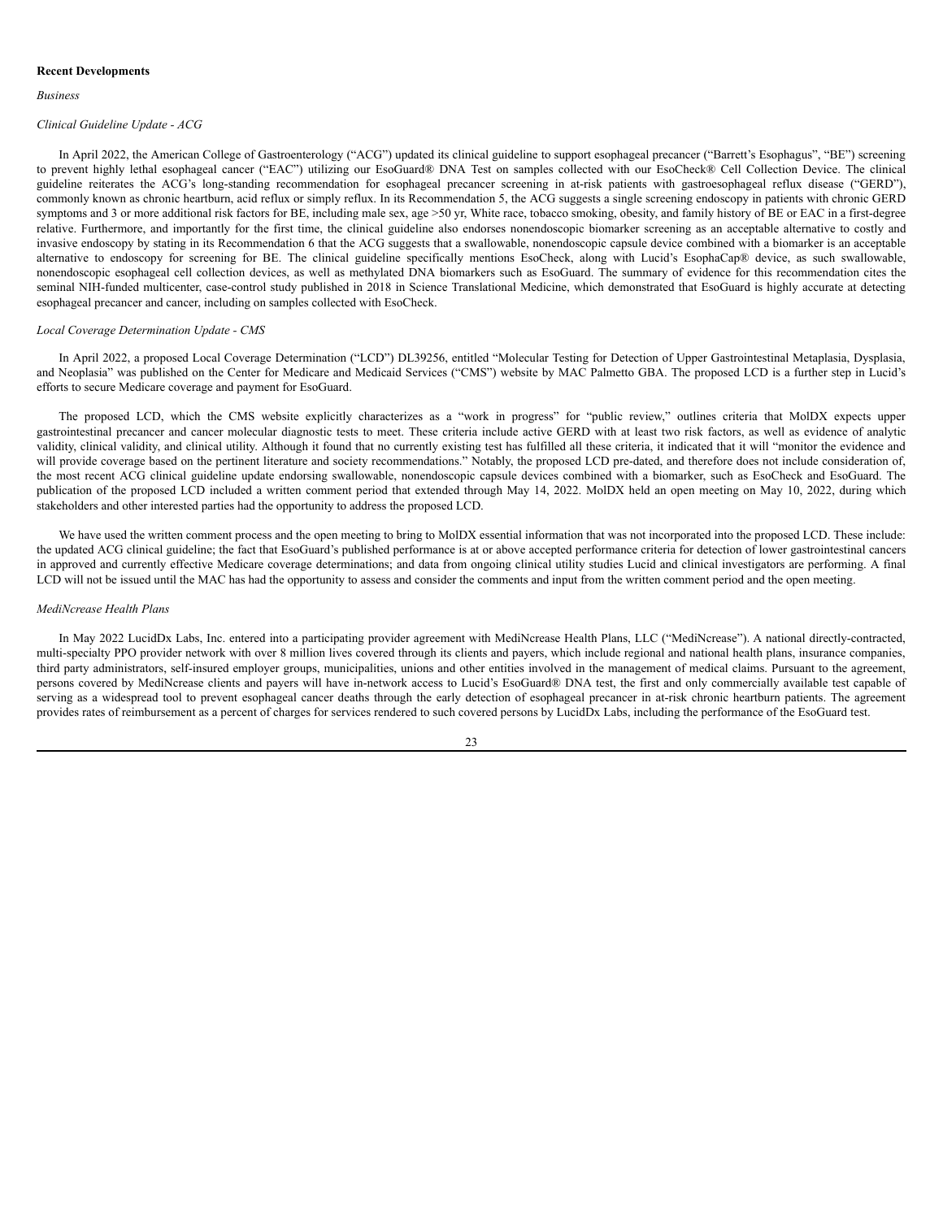**Recent Developments**

*Business*

*Clinical Guideline Update - ACG*

In April 2022, the American College of Gastroenterology (“ACG”) updated its clinical guideline to support esophageal precancer (“Barrett’s Esophagus”, “BE”) screening to prevent highly lethal esophageal cancer (“EAC”) utilizing our EsoGuard® DNA Test on samples collected with our EsoCheck® Cell Collection Device. The clinical guideline reiterates the ACG’s long-standing recommendation for esophageal precancer screening in at-risk patients with gastroesophageal reflux disease (“GERD”), commonly known as chronic heartburn, acid reflux or simply reflux. In its Recommendation 5, the ACG suggests a single screening endoscopy in patients with chronic GERD symptoms and 3 or more additional risk factors for BE, including male sex, age >50 yr, White race, tobacco smoking, obesity, and family history of BE or EAC in a first-degree relative. Furthermore, and importantly for the first time, the clinical guideline also endorses nonendoscopic biomarker screening as an acceptable alternative to costly and invasive endoscopy by stating in its Recommendation 6 that the ACG suggests that a swallowable, nonendoscopic capsule device combined with a biomarker is an acceptable alternative to endoscopy for screening for BE. The clinical guideline specifically mentions EsoCheck, along with Lucid’s EsophaCap® device, as such swallowable, nonendoscopic esophageal cell collection devices, as well as methylated DNA biomarkers such as EsoGuard. The summary of evidence for this recommendation cites the seminal NIH-funded multicenter, case-control study published in 2018 in Science Translational Medicine, which demonstrated that EsoGuard is highly accurate at detecting esophageal precancer and cancer, including on samples collected with EsoCheck.

*Local Coverage Determination Update - CMS*

In April 2022, a proposed Local Coverage Determination (“LCD”) DL39256, entitled “Molecular Testing for Detection of Upper Gastrointestinal Metaplasia, Dysplasia, and Neoplasia” was published on the Center for Medicare and Medicaid Services (“CMS”) website by MAC Palmetto GBA. The proposed LCD is a further step in Lucid’s efforts to secure Medicare coverage and payment for EsoGuard.

The proposed LCD, which the CMS website explicitly characterizes as a “work in progress” for “public review,” outlines criteria that MolDX expects upper gastrointestinal precancer and cancer molecular diagnostic tests to meet. These criteria include active GERD with at least two risk factors, as well as evidence of analytic validity, clinical validity, and clinical utility. Although it found that no currently existing test has fulfilled all these criteria, it indicated that it will “monitor the evidence and will provide coverage based on the pertinent literature and society recommendations.” Notably, the proposed LCD pre-dated, and therefore does not include consideration of, the most recent ACG clinical guideline update endorsing swallowable, nonendoscopic capsule devices combined with a biomarker, such as EsoCheck and EsoGuard. The publication of the proposed LCD included a written comment period that extended through May 14, 2022. MolDX held an open meeting on May 10, 2022, during which stakeholders and other interested parties had the opportunity to address the proposed LCD.

We have used the written comment process and the open meeting to bring to MolDX essential information that was not incorporated into the proposed LCD. These include: the updated ACG clinical guideline; the fact that EsoGuard’s published performance is at or above accepted performance criteria for detection of lower gastrointestinal cancers in approved and currently effective Medicare coverage determinations; and data from ongoing clinical utility studies Lucid and clinical investigators are performing. A final LCD will not be issued until the MAC has had the opportunity to assess and consider the comments and input from the written comment period and the open meeting.

*MediNcrease Health Plans*

In May 2022 LucidDx Labs, Inc. entered into a participating provider agreement with MediNcrease Health Plans, LLC (“MediNcrease”). A national directly-contracted, multi-specialty PPO provider network with over 8 million lives covered through its clients and payers, which include regional and national health plans, insurance companies, third party administrators, self-insured employer groups, municipalities, unions and other entities involved in the management of medical claims. Pursuant to the agreement, persons covered by MediNcrease clients and payers will have in-network access to Lucid’s EsoGuard® DNA test, the first and only commercially available test capable of serving as a widespread tool to prevent esophageal cancer deaths through the early detection of esophageal precancer in at-risk chronic heartburn patients. The agreement provides rates of reimbursement as a percent of charges for services rendered to such covered persons by LucidDx Labs, including the performance of the EsoGuard test.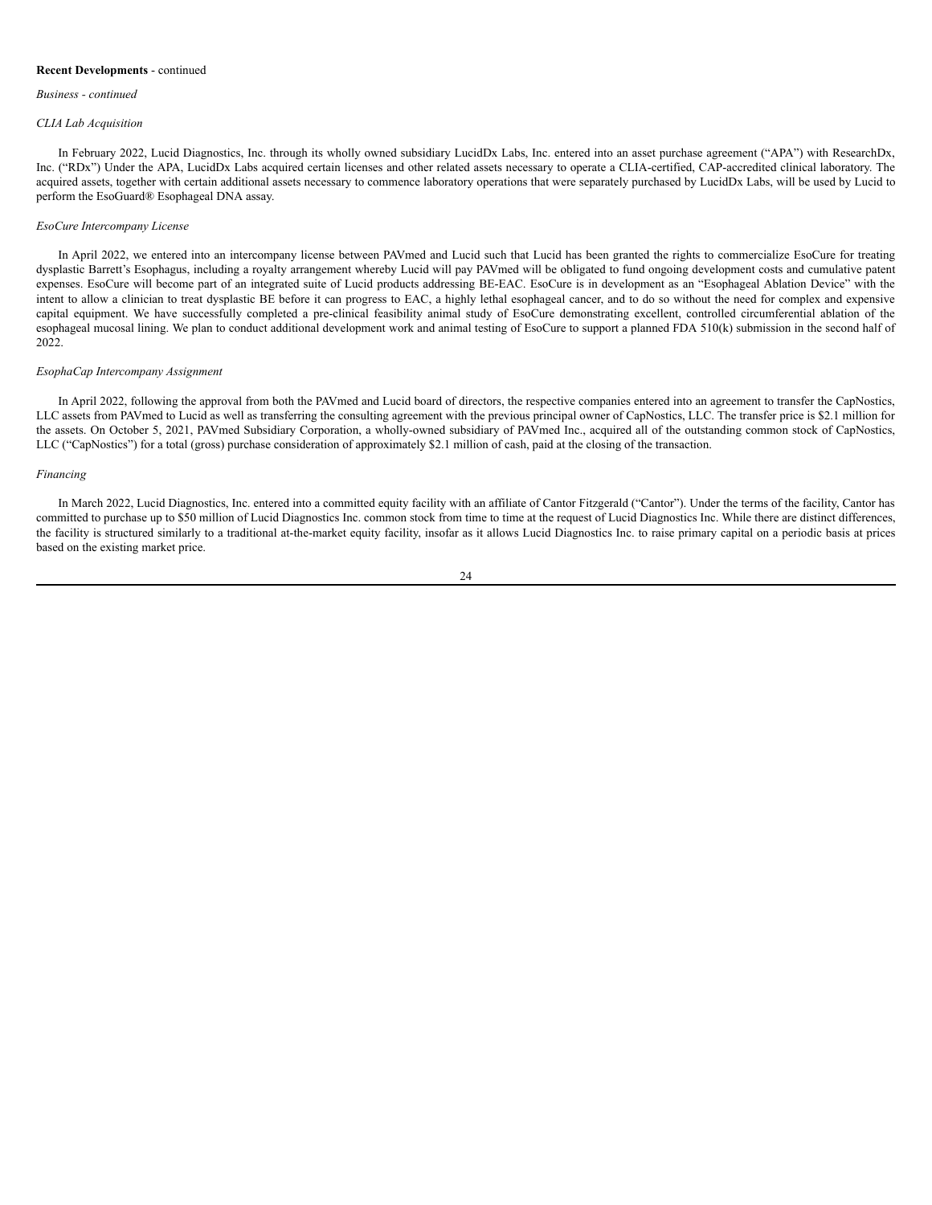**Recent Developments** - continued

*Business - continued*

*CLIA Lab Acquisition*

In February 2022, Lucid Diagnostics, Inc. through its wholly owned subsidiary LucidDx Labs, Inc. entered into an asset purchase agreement ("APA") with ResearchDx, Inc. ("RDx") Under the APA, LucidDx Labs acquired certain licenses and other related assets necessary to operate a CLIA-certified, CAP-accredited clinical laboratory. The acquired assets, together with certain additional assets necessary to commence laboratory operations that were separately purchased by LucidDx Labs, will be used by Lucid to perform the EsoGuard® Esophageal DNA assay.

*EsoCure Intercompany License*

In April 2022, we entered into an intercompany license between PAVmed and Lucid such that Lucid has been granted the rights to commercialize EsoCure for treating dysplastic Barrett's Esophagus, including a royalty arrangement whereby Lucid will pay PAVmed will be obligated to fund ongoing development costs and cumulative patent expenses. EsoCure will become part of an integrated suite of Lucid products addressing BE-EAC. EsoCure is in development as an "Esophageal Ablation Device" with the intent to allow a clinician to treat dysplastic BE before it can progress to EAC, a highly lethal esophageal cancer, and to do so without the need for complex and expensive capital equipment. We have successfully completed a pre-clinical feasibility animal study of EsoCure demonstrating excellent, controlled circumferential ablation of the esophageal mucosal lining. We plan to conduct additional development work and animal testing of EsoCure to support a planned FDA 510(k) submission in the second half of 2022.

*EsophaCap Intercompany Assignment*

In April 2022, following the approval from both the PAVmed and Lucid board of directors, the respective companies entered into an agreement to transfer the CapNostics, LLC assets from PAVmed to Lucid as well as transferring the consulting agreement with the previous principal owner of CapNostics, LLC. The transfer price is $2.1 million for the assets. On October 5, 2021, PAVmed Subsidiary Corporation, a wholly-owned subsidiary of PAVmed Inc., acquired all of the outstanding common stock of CapNostics, LLC ("CapNostics") for a total (gross) purchase consideration of approximately $2.1 million of cash, paid at the closing of the transaction.

*Financing*

In March 2022, Lucid Diagnostics, Inc. entered into a committed equity facility with an affiliate of Cantor Fitzgerald ("Cantor"). Under the terms of the facility, Cantor has committed to purchase up to $50 million of Lucid Diagnostics Inc. common stock from time to time at the request of Lucid Diagnostics Inc. While there are distinct differences, the facility is structured similarly to a traditional at-the-market equity facility, insofar as it allows Lucid Diagnostics Inc. to raise primary capital on a periodic basis at prices based on the existing market price.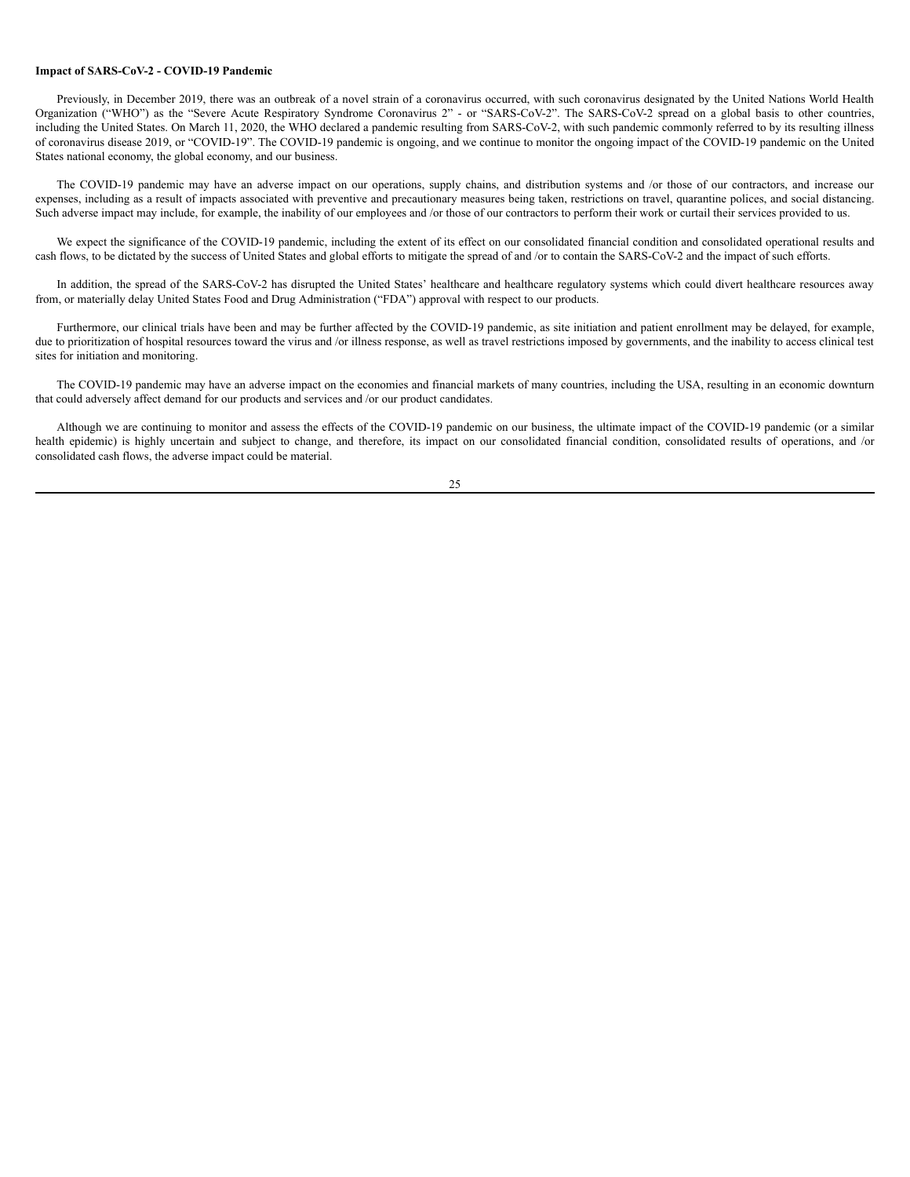**Impact of SARS-CoV-2 - COVID-19 Pandemic**

Previously, in December 2019, there was an outbreak of a novel strain of a coronavirus occurred, with such coronavirus designated by the United Nations World Health Organization ("WHO") as the "Severe Acute Respiratory Syndrome Coronavirus 2" - or "SARS-CoV-2". The SARS-CoV-2 spread on a global basis to other countries, including the United States. On March 11, 2020, the WHO declared a pandemic resulting from SARS-CoV-2, with such pandemic commonly referred to by its resulting illness of coronavirus disease 2019, or "COVID-19". The COVID-19 pandemic is ongoing, and we continue to monitor the ongoing impact of the COVID-19 pandemic on the United States national economy, the global economy, and our business.

The COVID-19 pandemic may have an adverse impact on our operations, supply chains, and distribution systems and /or those of our contractors, and increase our expenses, including as a result of impacts associated with preventive and precautionary measures being taken, restrictions on travel, quarantine polices, and social distancing. Such adverse impact may include, for example, the inability of our employees and /or those of our contractors to perform their work or curtail their services provided to us.

We expect the significance of the COVID-19 pandemic, including the extent of its effect on our consolidated financial condition and consolidated operational results and cash flows, to be dictated by the success of United States and global efforts to mitigate the spread of and /or to contain the SARS-CoV-2 and the impact of such efforts.

In addition, the spread of the SARS-CoV-2 has disrupted the United States' healthcare and healthcare regulatory systems which could divert healthcare resources away from, or materially delay United States Food and Drug Administration ("FDA") approval with respect to our products.

Furthermore, our clinical trials have been and may be further affected by the COVID-19 pandemic, as site initiation and patient enrollment may be delayed, for example, due to prioritization of hospital resources toward the virus and /or illness response, as well as travel restrictions imposed by governments, and the inability to access clinical test sites for initiation and monitoring.

The COVID-19 pandemic may have an adverse impact on the economies and financial markets of many countries, including the USA, resulting in an economic downturn that could adversely affect demand for our products and services and /or our product candidates.

Although we are continuing to monitor and assess the effects of the COVID-19 pandemic on our business, the ultimate impact of the COVID-19 pandemic (or a similar health epidemic) is highly uncertain and subject to change, and therefore, its impact on our consolidated financial condition, consolidated results of operations, and /or consolidated cash flows, the adverse impact could be material.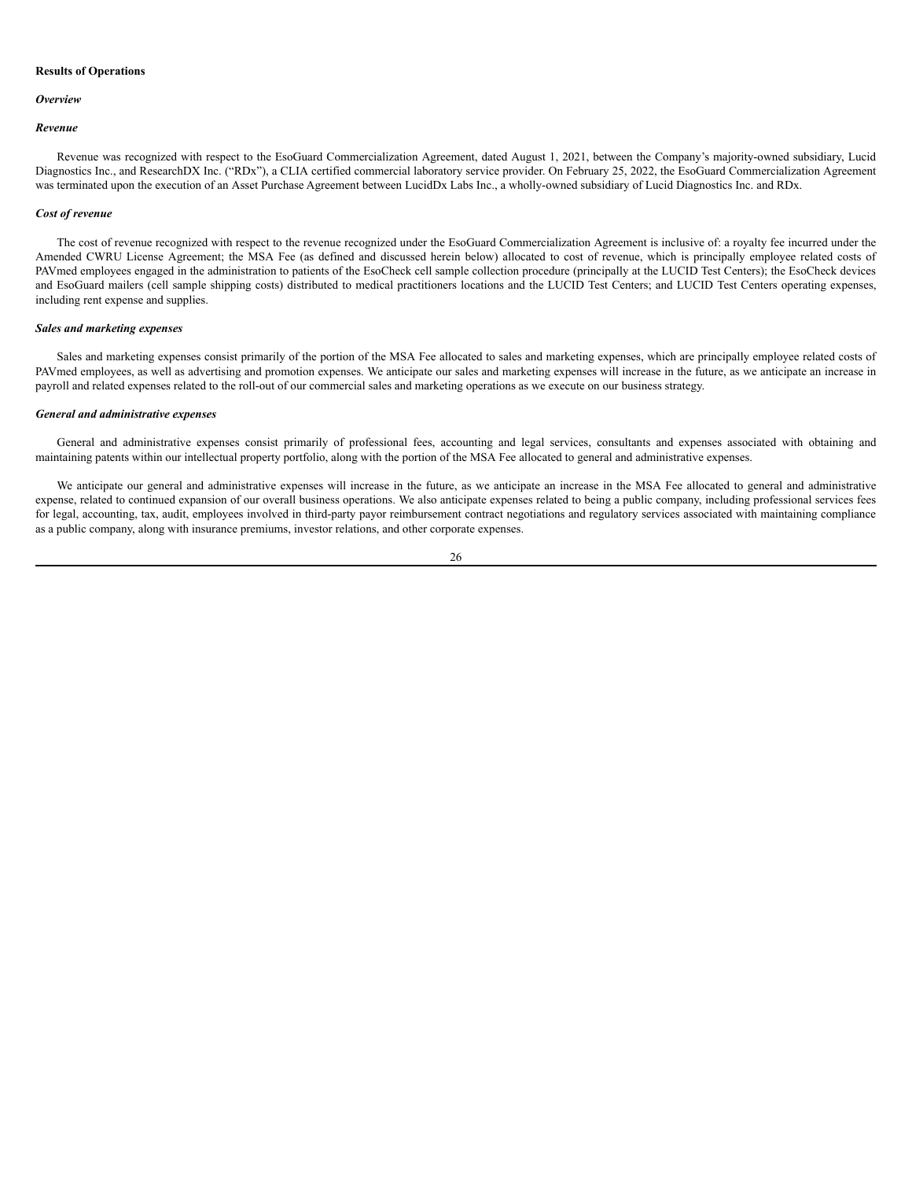**Results of Operations**

***Overview***

***Revenue***

Revenue was recognized with respect to the EsoGuard Commercialization Agreement, dated August 1, 2021, between the Company's majority-owned subsidiary, Lucid Diagnostics Inc., and ResearchDX Inc. ("RDx"), a CLIA certified commercial laboratory service provider. On February 25, 2022, the EsoGuard Commercialization Agreement was terminated upon the execution of an Asset Purchase Agreement between LucidDx Labs Inc., a wholly-owned subsidiary of Lucid Diagnostics Inc. and RDx.

***Cost of revenue***

The cost of revenue recognized with respect to the revenue recognized under the EsoGuard Commercialization Agreement is inclusive of: a royalty fee incurred under the Amended CWRU License Agreement; the MSA Fee (as defined and discussed herein below) allocated to cost of revenue, which is principally employee related costs of PAVmed employees engaged in the administration to patients of the EsoCheck cell sample collection procedure (principally at the LUCID Test Centers); the EsoCheck devices and EsoGuard mailers (cell sample shipping costs) distributed to medical practitioners locations and the LUCID Test Centers; and LUCID Test Centers operating expenses, including rent expense and supplies.

***Sales and marketing expenses***

Sales and marketing expenses consist primarily of the portion of the MSA Fee allocated to sales and marketing expenses, which are principally employee related costs of PAVmed employees, as well as advertising and promotion expenses. We anticipate our sales and marketing expenses will increase in the future, as we anticipate an increase in payroll and related expenses related to the roll-out of our commercial sales and marketing operations as we execute on our business strategy.

***General and administrative expenses***

General and administrative expenses consist primarily of professional fees, accounting and legal services, consultants and expenses associated with obtaining and maintaining patents within our intellectual property portfolio, along with the portion of the MSA Fee allocated to general and administrative expenses.

We anticipate our general and administrative expenses will increase in the future, as we anticipate an increase in the MSA Fee allocated to general and administrative expense, related to continued expansion of our overall business operations. We also anticipate expenses related to being a public company, including professional services fees for legal, accounting, tax, audit, employees involved in third-party payor reimbursement contract negotiations and regulatory services associated with maintaining compliance as a public company, along with insurance premiums, investor relations, and other corporate expenses.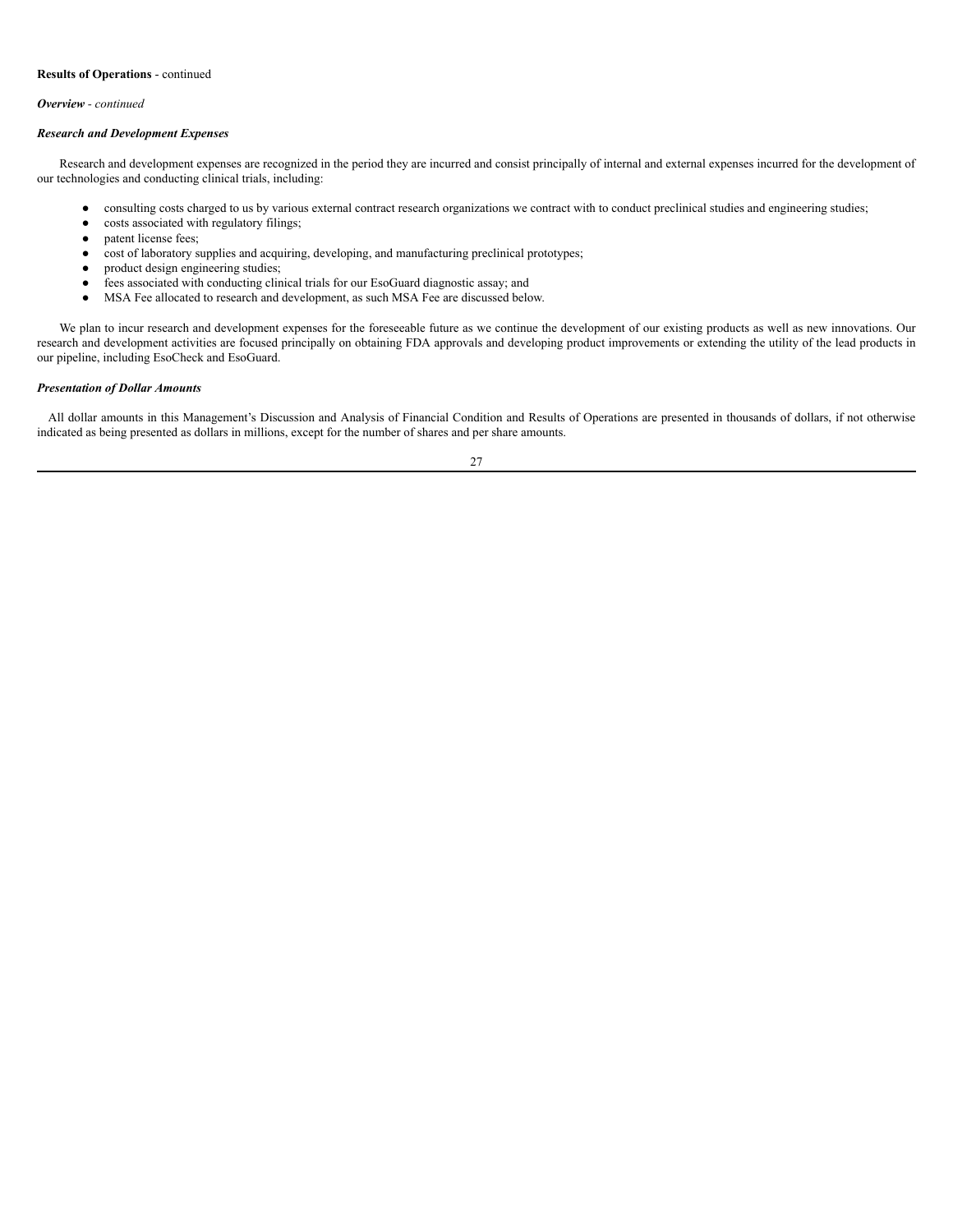**Results of Operations** - continued

***Overview*** *- continued*

***Research and Development Expenses***

Research and development expenses are recognized in the period they are incurred and consist principally of internal and external expenses incurred for the development of our technologies and conducting clinical trials, including:

- consulting costs charged to us by various external contract research organizations we contract with to conduct preclinical studies and engineering studies;
- costs associated with regulatory filings;
- patent license fees;
- cost of laboratory supplies and acquiring, developing, and manufacturing preclinical prototypes;
- product design engineering studies;
- fees associated with conducting clinical trials for our EsoGuard diagnostic assay; and
- MSA Fee allocated to research and development, as such MSA Fee are discussed below.

We plan to incur research and development expenses for the foreseeable future as we continue the development of our existing products as well as new innovations. Our research and development activities are focused principally on obtaining FDA approvals and developing product improvements or extending the utility of the lead products in our pipeline, including EsoCheck and EsoGuard.

***Presentation of Dollar Amounts***

All dollar amounts in this Management's Discussion and Analysis of Financial Condition and Results of Operations are presented in thousands of dollars, if not otherwise indicated as being presented as dollars in millions, except for the number of shares and per share amounts.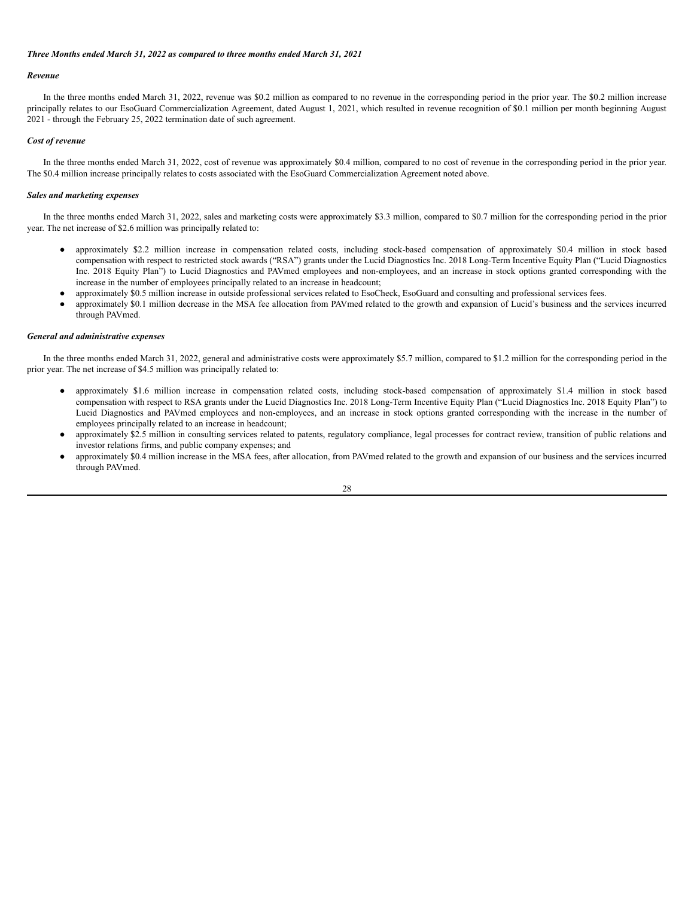***Three Months ended March 31, 2022 as compared to three months ended March 31, 2021***

***Revenue***

In the three months ended March 31, 2022, revenue was $0.2 million as compared to no revenue in the corresponding period in the prior year. The $0.2 million increase principally relates to our EsoGuard Commercialization Agreement, dated August 1, 2021, which resulted in revenue recognition of $0.1 million per month beginning August 2021 - through the February 25, 2022 termination date of such agreement.

***Cost of revenue***

In the three months ended March 31, 2022, cost of revenue was approximately $0.4 million, compared to no cost of revenue in the corresponding period in the prior year. The $0.4 million increase principally relates to costs associated with the EsoGuard Commercialization Agreement noted above.

***Sales and marketing expenses***

In the three months ended March 31, 2022, sales and marketing costs were approximately $3.3 million, compared to $0.7 million for the corresponding period in the prior year. The net increase of $2.6 million was principally related to:

- approximately $2.2 million increase in compensation related costs, including stock-based compensation of approximately $0.4 million in stock based compensation with respect to restricted stock awards ("RSA") grants under the Lucid Diagnostics Inc. 2018 Long-Term Incentive Equity Plan ("Lucid Diagnostics Inc. 2018 Equity Plan") to Lucid Diagnostics and PAVmed employees and non-employees, and an increase in stock options granted corresponding with the increase in the number of employees principally related to an increase in headcount;
- approximately $0.5 million increase in outside professional services related to EsoCheck, EsoGuard and consulting and professional services fees.
- approximately $0.1 million decrease in the MSA fee allocation from PAVmed related to the growth and expansion of Lucid's business and the services incurred through PAVmed.

***General and administrative expenses***

In the three months ended March 31, 2022, general and administrative costs were approximately $5.7 million, compared to $1.2 million for the corresponding period in the prior year. The net increase of $4.5 million was principally related to:

- approximately $1.6 million increase in compensation related costs, including stock-based compensation of approximately $1.4 million in stock based compensation with respect to RSA grants under the Lucid Diagnostics Inc. 2018 Long-Term Incentive Equity Plan ("Lucid Diagnostics Inc. 2018 Equity Plan") to Lucid Diagnostics and PAVmed employees and non-employees, and an increase in stock options granted corresponding with the increase in the number of employees principally related to an increase in headcount;
- approximately $2.5 million in consulting services related to patents, regulatory compliance, legal processes for contract review, transition of public relations and investor relations firms, and public company expenses; and
- approximately $0.4 million increase in the MSA fees, after allocation, from PAVmed related to the growth and expansion of our business and the services incurred through PAVmed.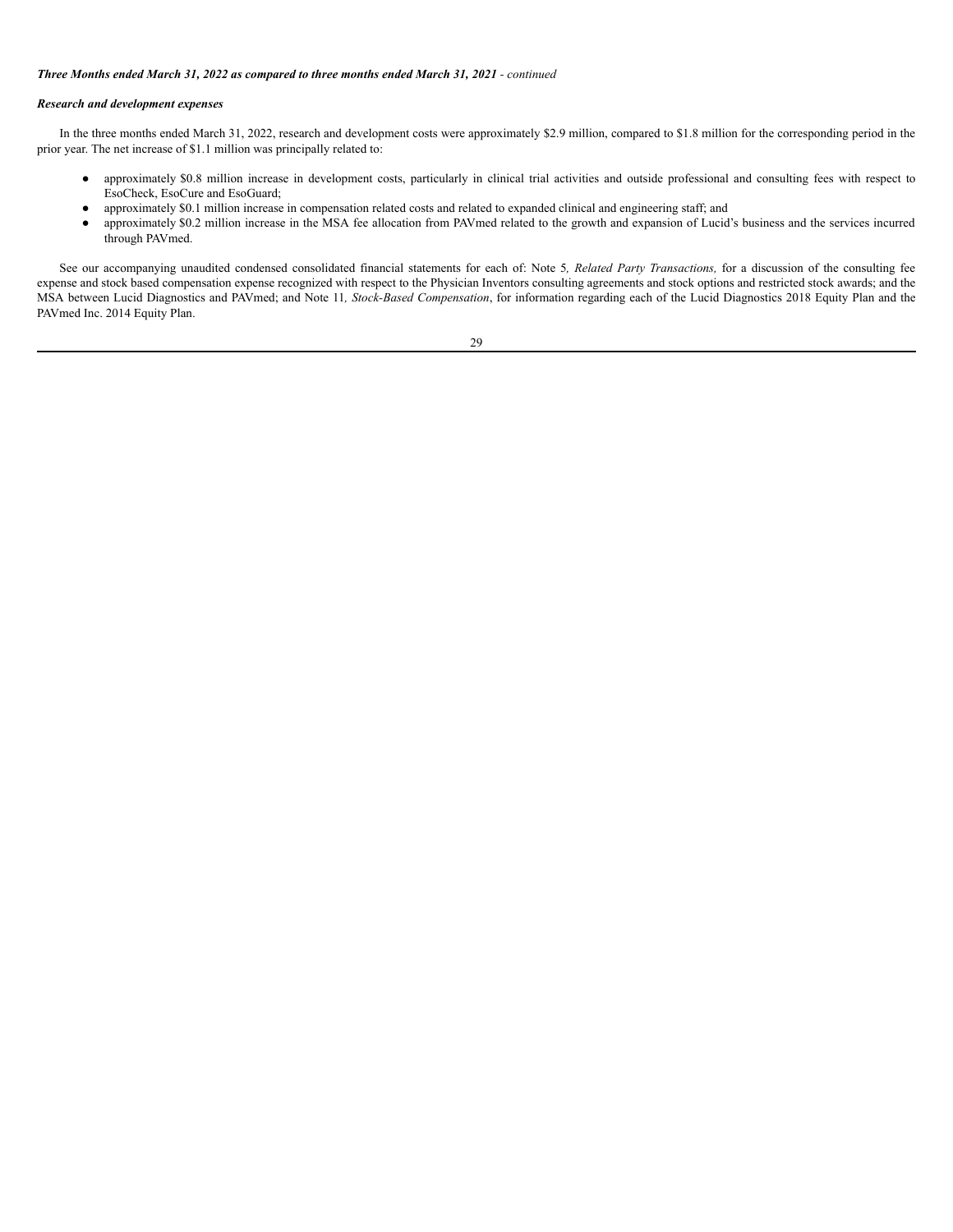***Three Months ended March 31, 2022 as compared to three months ended March 31, 2021** - continued*

***Research and development expenses***

In the three months ended March 31, 2022, research and development costs were approximately $2.9 million, compared to $1.8 million for the corresponding period in the prior year. The net increase of $1.1 million was principally related to:

- approximately $0.8 million increase in development costs, particularly in clinical trial activities and outside professional and consulting fees with respect to EsoCheck, EsoCure and EsoGuard;
- approximately $0.1 million increase in compensation related costs and related to expanded clinical and engineering staff; and
- approximately $0.2 million increase in the MSA fee allocation from PAVmed related to the growth and expansion of Lucid's business and the services incurred through PAVmed.

See our accompanying unaudited condensed consolidated financial statements for each of: Note 5*, Related Party Transactions,* for a discussion of the consulting fee expense and stock based compensation expense recognized with respect to the Physician Inventors consulting agreements and stock options and restricted stock awards; and the MSA between Lucid Diagnostics and PAVmed; and Note 11*, Stock-Based Compensation*, for information regarding each of the Lucid Diagnostics 2018 Equity Plan and the PAVmed Inc. 2014 Equity Plan.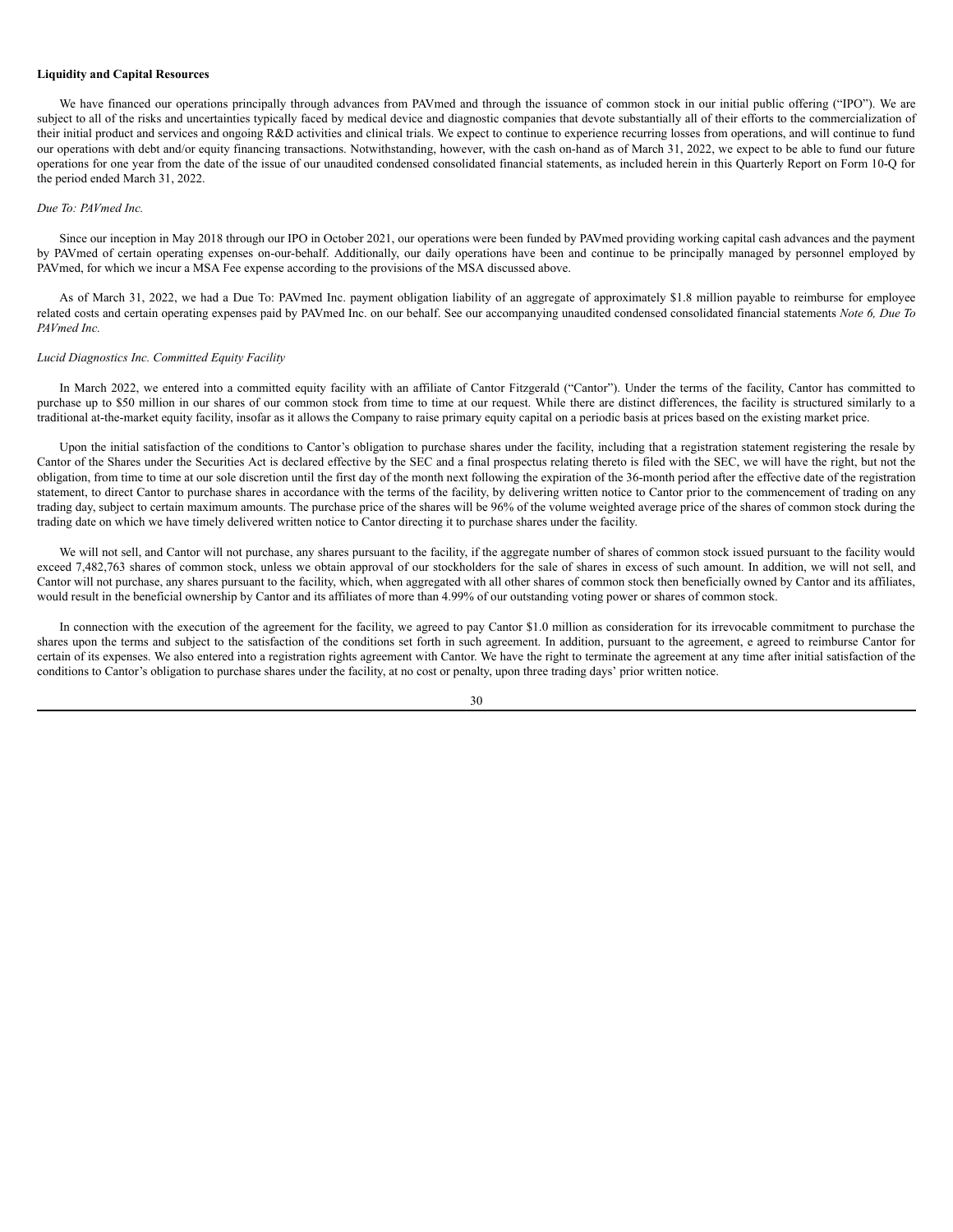**Liquidity and Capital Resources**

We have financed our operations principally through advances from PAVmed and through the issuance of common stock in our initial public offering ("IPO"). We are subject to all of the risks and uncertainties typically faced by medical device and diagnostic companies that devote substantially all of their efforts to the commercialization of their initial product and services and ongoing R&D activities and clinical trials. We expect to continue to experience recurring losses from operations, and will continue to fund our operations with debt and/or equity financing transactions. Notwithstanding, however, with the cash on-hand as of March 31, 2022, we expect to be able to fund our future operations for one year from the date of the issue of our unaudited condensed consolidated financial statements, as included herein in this Quarterly Report on Form 10-Q for the period ended March 31, 2022.

*Due To: PAVmed Inc.*

Since our inception in May 2018 through our IPO in October 2021, our operations were been funded by PAVmed providing working capital cash advances and the payment by PAVmed of certain operating expenses on-our-behalf. Additionally, our daily operations have been and continue to be principally managed by personnel employed by PAVmed, for which we incur a MSA Fee expense according to the provisions of the MSA discussed above.

As of March 31, 2022, we had a Due To: PAVmed Inc. payment obligation liability of an aggregate of approximately $1.8 million payable to reimburse for employee related costs and certain operating expenses paid by PAVmed Inc. on our behalf. See our accompanying unaudited condensed consolidated financial statements *Note 6, Due To PAVmed Inc.*

*Lucid Diagnostics Inc. Committed Equity Facility*

In March 2022, we entered into a committed equity facility with an affiliate of Cantor Fitzgerald ("Cantor"). Under the terms of the facility, Cantor has committed to purchase up to $50 million in our shares of our common stock from time to time at our request. While there are distinct differences, the facility is structured similarly to a traditional at-the-market equity facility, insofar as it allows the Company to raise primary equity capital on a periodic basis at prices based on the existing market price.

Upon the initial satisfaction of the conditions to Cantor's obligation to purchase shares under the facility, including that a registration statement registering the resale by Cantor of the Shares under the Securities Act is declared effective by the SEC and a final prospectus relating thereto is filed with the SEC, we will have the right, but not the obligation, from time to time at our sole discretion until the first day of the month next following the expiration of the 36-month period after the effective date of the registration statement, to direct Cantor to purchase shares in accordance with the terms of the facility, by delivering written notice to Cantor prior to the commencement of trading on any trading day, subject to certain maximum amounts. The purchase price of the shares will be 96% of the volume weighted average price of the shares of common stock during the trading date on which we have timely delivered written notice to Cantor directing it to purchase shares under the facility.

We will not sell, and Cantor will not purchase, any shares pursuant to the facility, if the aggregate number of shares of common stock issued pursuant to the facility would exceed 7,482,763 shares of common stock, unless we obtain approval of our stockholders for the sale of shares in excess of such amount. In addition, we will not sell, and Cantor will not purchase, any shares pursuant to the facility, which, when aggregated with all other shares of common stock then beneficially owned by Cantor and its affiliates, would result in the beneficial ownership by Cantor and its affiliates of more than 4.99% of our outstanding voting power or shares of common stock.

In connection with the execution of the agreement for the facility, we agreed to pay Cantor $1.0 million as consideration for its irrevocable commitment to purchase the shares upon the terms and subject to the satisfaction of the conditions set forth in such agreement. In addition, pursuant to the agreement, e agreed to reimburse Cantor for certain of its expenses. We also entered into a registration rights agreement with Cantor. We have the right to terminate the agreement at any time after initial satisfaction of the conditions to Cantor's obligation to purchase shares under the facility, at no cost or penalty, upon three trading days' prior written notice.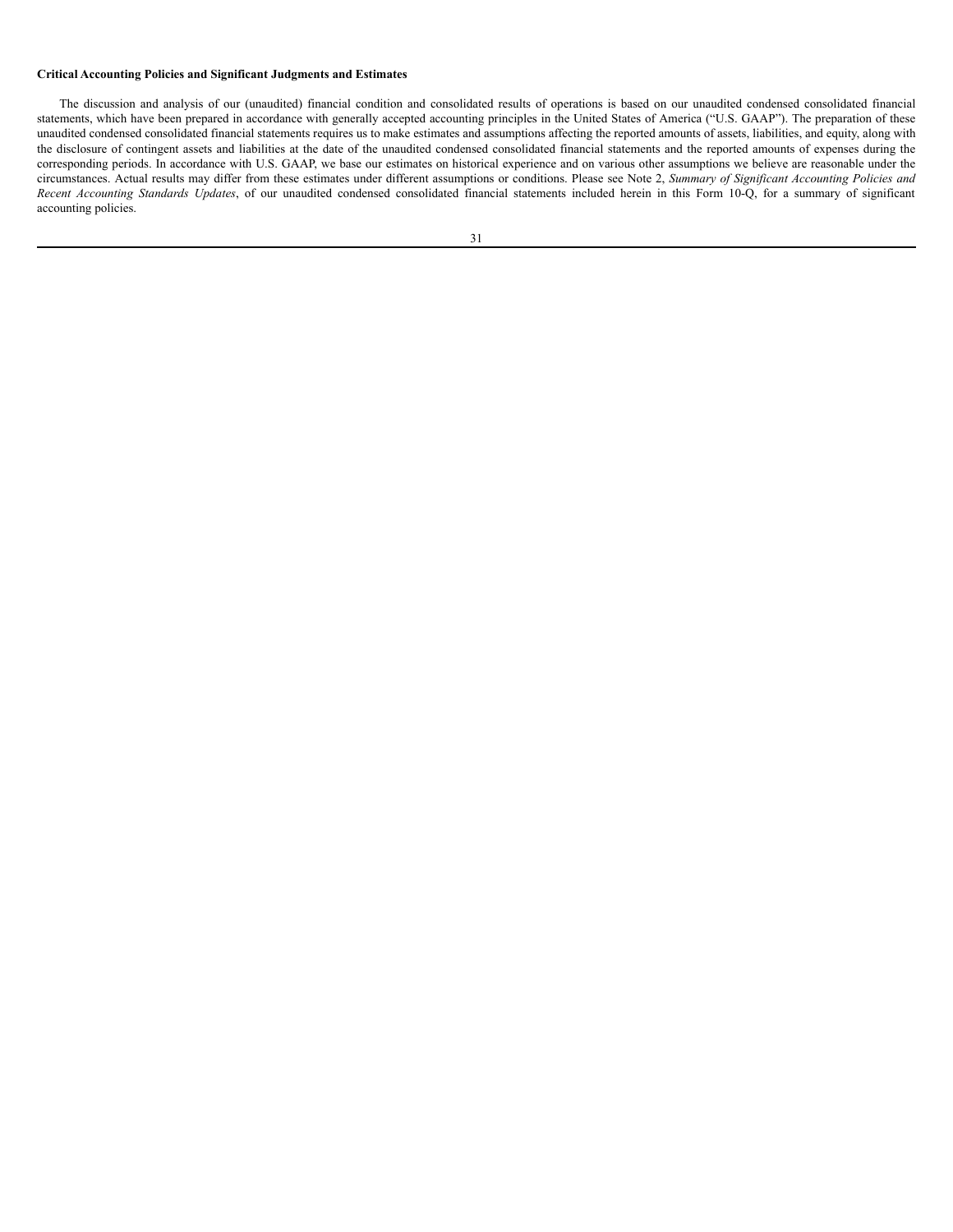### Critical Accounting Policies and Significant Judgments and Estimates

The discussion and analysis of our (unaudited) financial condition and consolidated results of operations is based on our unaudited condensed consolidated financial statements, which have been prepared in accordance with generally accepted accounting principles in the United States of America ("U.S. GAAP"). The preparation of these unaudited condensed consolidated financial statements requires us to make estimates and assumptions affecting the reported amounts of assets, liabilities, and equity, along with the disclosure of contingent assets and liabilities at the date of the unaudited condensed consolidated financial statements and the reported amounts of expenses during the corresponding periods. In accordance with U.S. GAAP, we base our estimates on historical experience and on various other assumptions we believe are reasonable under the circumstances. Actual results may differ from these estimates under different assumptions or conditions. Please see Note 2, *Summary of Significant Accounting Policies and Recent Accounting Standards Updates*, of our unaudited condensed consolidated financial statements included herein in this Form 10-Q, for a summary of significant accounting policies.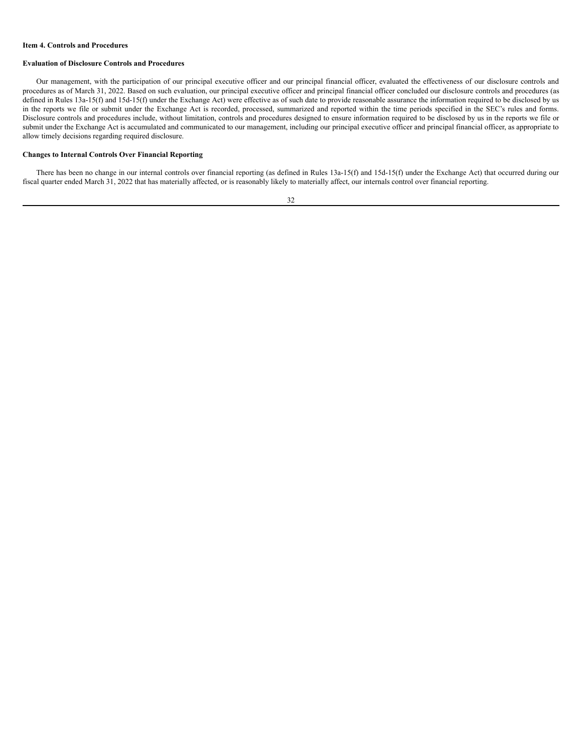**Item 4. Controls and Procedures**

**Evaluation of Disclosure Controls and Procedures**

Our management, with the participation of our principal executive officer and our principal financial officer, evaluated the effectiveness of our disclosure controls and procedures as of March 31, 2022. Based on such evaluation, our principal executive officer and principal financial officer concluded our disclosure controls and procedures (as defined in Rules 13a-15(f) and 15d-15(f) under the Exchange Act) were effective as of such date to provide reasonable assurance the information required to be disclosed by us in the reports we file or submit under the Exchange Act is recorded, processed, summarized and reported within the time periods specified in the SEC's rules and forms. Disclosure controls and procedures include, without limitation, controls and procedures designed to ensure information required to be disclosed by us in the reports we file or submit under the Exchange Act is accumulated and communicated to our management, including our principal executive officer and principal financial officer, as appropriate to allow timely decisions regarding required disclosure.

**Changes to Internal Controls Over Financial Reporting**

There has been no change in our internal controls over financial reporting (as defined in Rules 13a-15(f) and 15d-15(f) under the Exchange Act) that occurred during our fiscal quarter ended March 31, 2022 that has materially affected, or is reasonably likely to materially affect, our internals control over financial reporting.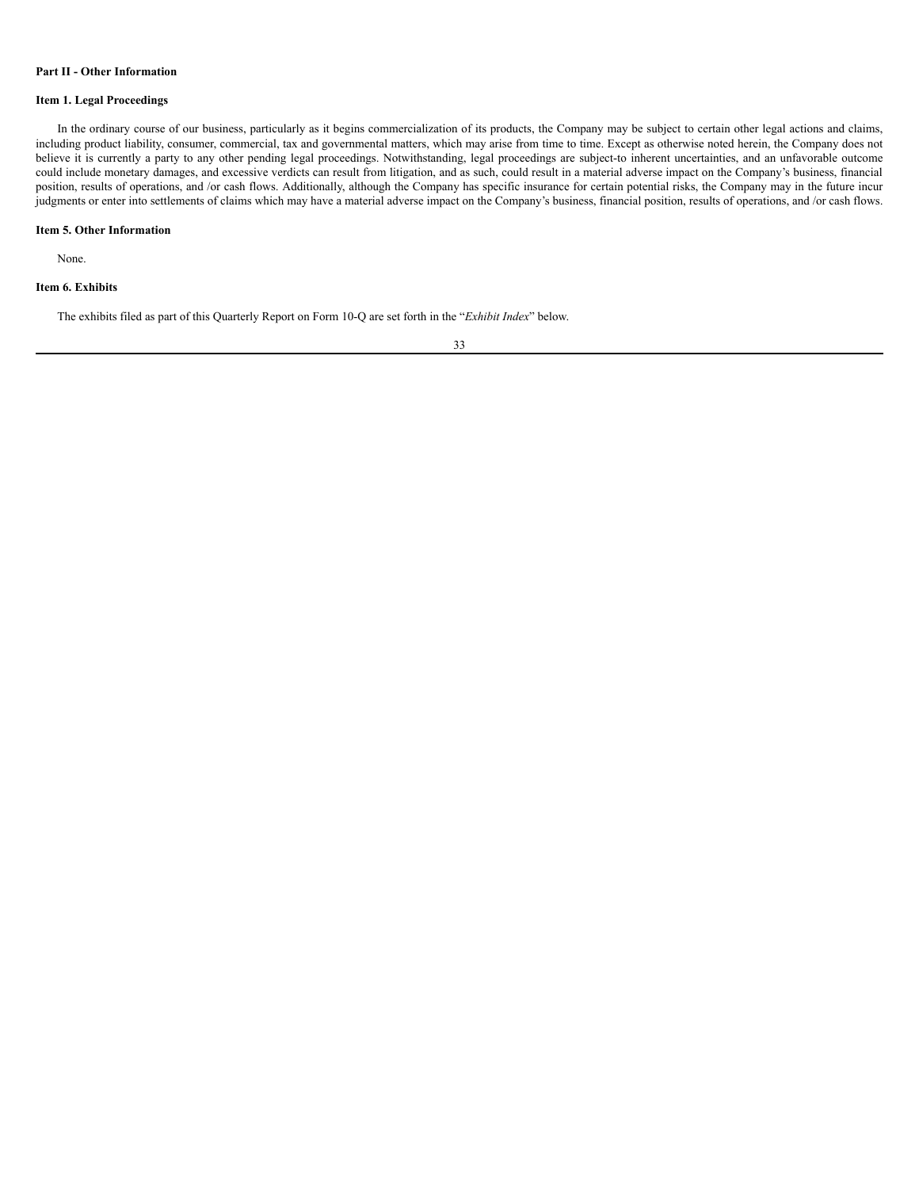**Part II - Other Information**

**Item 1. Legal Proceedings**

In the ordinary course of our business, particularly as it begins commercialization of its products, the Company may be subject to certain other legal actions and claims, including product liability, consumer, commercial, tax and governmental matters, which may arise from time to time. Except as otherwise noted herein, the Company does not believe it is currently a party to any other pending legal proceedings. Notwithstanding, legal proceedings are subject-to inherent uncertainties, and an unfavorable outcome could include monetary damages, and excessive verdicts can result from litigation, and as such, could result in a material adverse impact on the Company's business, financial position, results of operations, and /or cash flows. Additionally, although the Company has specific insurance for certain potential risks, the Company may in the future incur judgments or enter into settlements of claims which may have a material adverse impact on the Company's business, financial position, results of operations, and /or cash flows.

**Item 5. Other Information**

None.

**Item 6. Exhibits**

The exhibits filed as part of this Quarterly Report on Form 10-Q are set forth in the "*Exhibit Index*" below.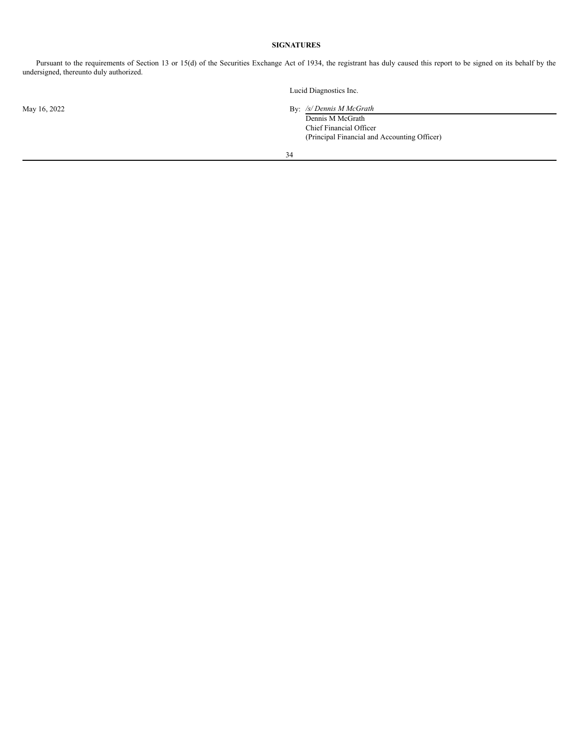## SIGNATURES

Pursuant to the requirements of Section 13 or 15(d) of the Securities Exchange Act of 1934, the registrant has duly caused this report to be signed on its behalf by the undersigned, thereunto duly authorized.

Lucid Diagnostics Inc.

May 16, 2022

By: */s/ Dennis M McGrath*
Dennis M McGrath
Chief Financial Officer
(Principal Financial and Accounting Officer)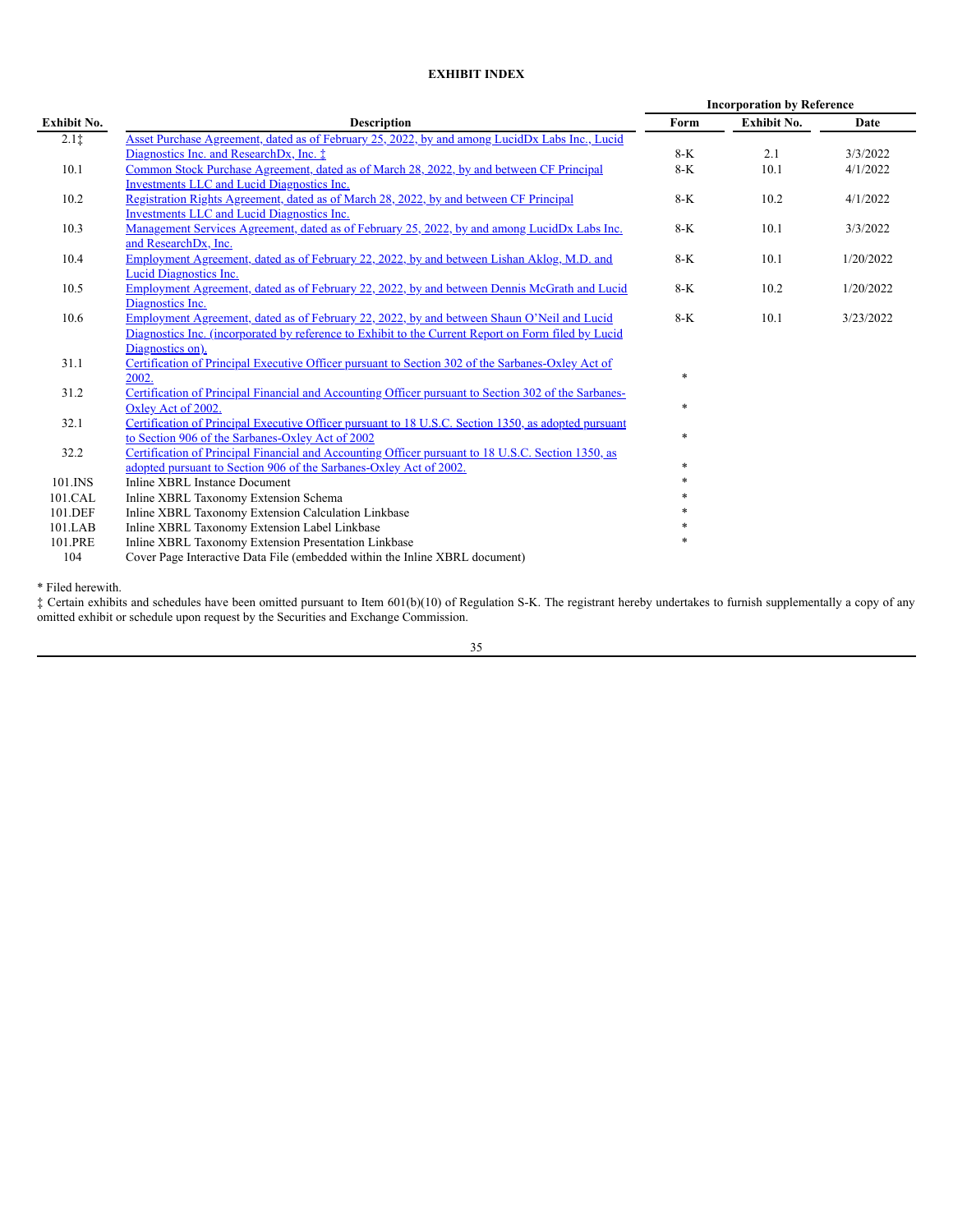**EXHIBIT INDEX**

| Exhibit No. | Description | Incorporation by Reference | | |
|---|---|---|---|---|
| | | Form | Exhibit No. | Date |
| 2.1‡ | Asset Purchase Agreement, dated as of February 25, 2022, by and among LucidDx Labs Inc., Lucid Diagnostics Inc. and ResearchDx, Inc. ‡ | 8-K | 2.1 | 3/3/2022 |
| 10.1 | Common Stock Purchase Agreement, dated as of March 28, 2022, by and between CF Principal Investments LLC and Lucid Diagnostics Inc. | 8-K | 10.1 | 4/1/2022 |
| 10.2 | Registration Rights Agreement, dated as of March 28, 2022, by and between CF Principal Investments LLC and Lucid Diagnostics Inc. | 8-K | 10.2 | 4/1/2022 |
| 10.3 | Management Services Agreement, dated as of February 25, 2022, by and among LucidDx Labs Inc. and ResearchDx, Inc. | 8-K | 10.1 | 3/3/2022 |
| 10.4 | Employment Agreement, dated as of February 22, 2022, by and between Lishan Aklog, M.D. and Lucid Diagnostics Inc. | 8-K | 10.1 | 1/20/2022 |
| 10.5 | Employment Agreement, dated as of February 22, 2022, by and between Dennis McGrath and Lucid Diagnostics Inc. | 8-K | 10.2 | 1/20/2022 |
| 10.6 | Employment Agreement, dated as of February 22, 2022, by and between Shaun O'Neil and Lucid Diagnostics Inc. (incorporated by reference to Exhibit to the Current Report on Form filed by Lucid Diagnostics on). | 8-K | 10.1 | 3/23/2022 |
| 31.1 | Certification of Principal Executive Officer pursuant to Section 302 of the Sarbanes-Oxley Act of 2002. | * | | |
| 31.2 | Certification of Principal Financial and Accounting Officer pursuant to Section 302 of the Sarbanes-Oxley Act of 2002. | * | | |
| 32.1 | Certification of Principal Executive Officer pursuant to 18 U.S.C. Section 1350, as adopted pursuant to Section 906 of the Sarbanes-Oxley Act of 2002 | * | | |
| 32.2 | Certification of Principal Financial and Accounting Officer pursuant to 18 U.S.C. Section 1350, as adopted pursuant to Section 906 of the Sarbanes-Oxley Act of 2002. | * | | |
| 101.INS | Inline XBRL Instance Document | * | | |
| 101.CAL | Inline XBRL Taxonomy Extension Schema | * | | |
| 101.DEF | Inline XBRL Taxonomy Extension Calculation Linkbase | * | | |
| 101.LAB | Inline XBRL Taxonomy Extension Label Linkbase | * | | |
| 101.PRE | Inline XBRL Taxonomy Extension Presentation Linkbase | * | | |
| 104 | Cover Page Interactive Data File (embedded within the Inline XBRL document) | | | |

* Filed herewith.

‡ Certain exhibits and schedules have been omitted pursuant to Item 601(b)(10) of Regulation S-K. The registrant hereby undertakes to furnish supplementally a copy of any omitted exhibit or schedule upon request by the Securities and Exchange Commission.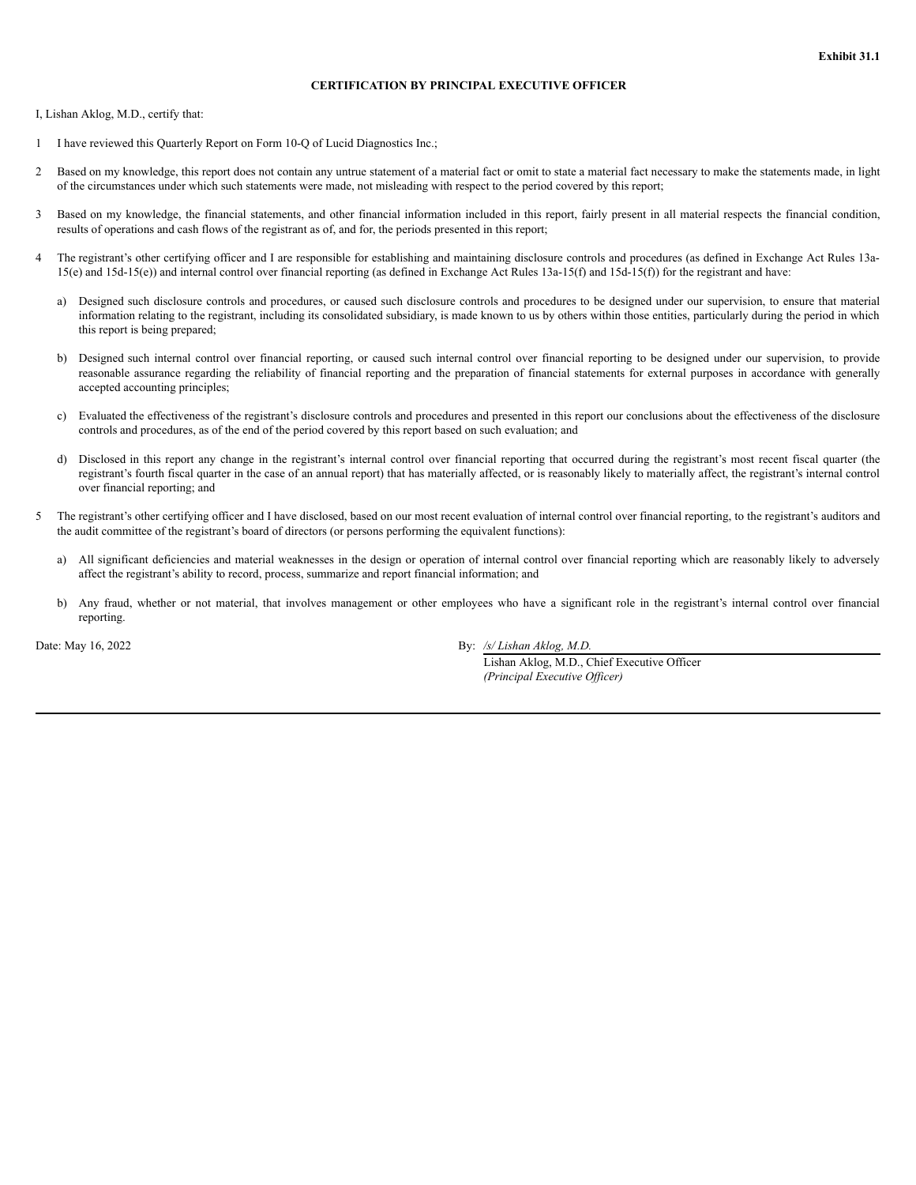**Exhibit 31.1**

**CERTIFICATION BY PRINCIPAL EXECUTIVE OFFICER**

I, Lishan Aklog, M.D., certify that:

1 I have reviewed this Quarterly Report on Form 10-Q of Lucid Diagnostics Inc.;

2 Based on my knowledge, this report does not contain any untrue statement of a material fact or omit to state a material fact necessary to make the statements made, in light of the circumstances under which such statements were made, not misleading with respect to the period covered by this report;

3 Based on my knowledge, the financial statements, and other financial information included in this report, fairly present in all material respects the financial condition, results of operations and cash flows of the registrant as of, and for, the periods presented in this report;

4 The registrant's other certifying officer and I are responsible for establishing and maintaining disclosure controls and procedures (as defined in Exchange Act Rules 13a-15(e) and 15d-15(e)) and internal control over financial reporting (as defined in Exchange Act Rules 13a-15(f) and 15d-15(f)) for the registrant and have:

a) Designed such disclosure controls and procedures, or caused such disclosure controls and procedures to be designed under our supervision, to ensure that material information relating to the registrant, including its consolidated subsidiary, is made known to us by others within those entities, particularly during the period in which this report is being prepared;

b) Designed such internal control over financial reporting, or caused such internal control over financial reporting to be designed under our supervision, to provide reasonable assurance regarding the reliability of financial reporting and the preparation of financial statements for external purposes in accordance with generally accepted accounting principles;

c) Evaluated the effectiveness of the registrant's disclosure controls and procedures and presented in this report our conclusions about the effectiveness of the disclosure controls and procedures, as of the end of the period covered by this report based on such evaluation; and

d) Disclosed in this report any change in the registrant's internal control over financial reporting that occurred during the registrant's most recent fiscal quarter (the registrant's fourth fiscal quarter in the case of an annual report) that has materially affected, or is reasonably likely to materially affect, the registrant's internal control over financial reporting; and

5 The registrant's other certifying officer and I have disclosed, based on our most recent evaluation of internal control over financial reporting, to the registrant's auditors and the audit committee of the registrant's board of directors (or persons performing the equivalent functions):

a) All significant deficiencies and material weaknesses in the design or operation of internal control over financial reporting which are reasonably likely to adversely affect the registrant's ability to record, process, summarize and report financial information; and

b) Any fraud, whether or not material, that involves management or other employees who have a significant role in the registrant's internal control over financial reporting.

Date: May 16, 2022

By: */s/ Lishan Aklog, M.D.*
Lishan Aklog, M.D., Chief Executive Officer
*(Principal Executive Officer)*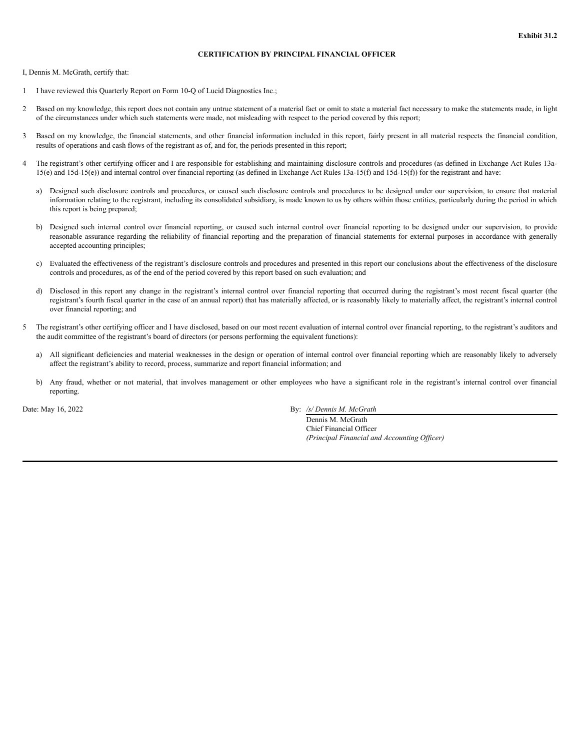**Exhibit 31.2**

**CERTIFICATION BY PRINCIPAL FINANCIAL OFFICER**

I, Dennis M. McGrath, certify that:

1 I have reviewed this Quarterly Report on Form 10-Q of Lucid Diagnostics Inc.;

2 Based on my knowledge, this report does not contain any untrue statement of a material fact or omit to state a material fact necessary to make the statements made, in light of the circumstances under which such statements were made, not misleading with respect to the period covered by this report;

3 Based on my knowledge, the financial statements, and other financial information included in this report, fairly present in all material respects the financial condition, results of operations and cash flows of the registrant as of, and for, the periods presented in this report;

4 The registrant's other certifying officer and I are responsible for establishing and maintaining disclosure controls and procedures (as defined in Exchange Act Rules 13a-15(e) and 15d-15(e)) and internal control over financial reporting (as defined in Exchange Act Rules 13a-15(f) and 15d-15(f)) for the registrant and have:

a) Designed such disclosure controls and procedures, or caused such disclosure controls and procedures to be designed under our supervision, to ensure that material information relating to the registrant, including its consolidated subsidiary, is made known to us by others within those entities, particularly during the period in which this report is being prepared;

b) Designed such internal control over financial reporting, or caused such internal control over financial reporting to be designed under our supervision, to provide reasonable assurance regarding the reliability of financial reporting and the preparation of financial statements for external purposes in accordance with generally accepted accounting principles;

c) Evaluated the effectiveness of the registrant's disclosure controls and procedures and presented in this report our conclusions about the effectiveness of the disclosure controls and procedures, as of the end of the period covered by this report based on such evaluation; and

d) Disclosed in this report any change in the registrant's internal control over financial reporting that occurred during the registrant's most recent fiscal quarter (the registrant's fourth fiscal quarter in the case of an annual report) that has materially affected, or is reasonably likely to materially affect, the registrant's internal control over financial reporting; and

5 The registrant's other certifying officer and I have disclosed, based on our most recent evaluation of internal control over financial reporting, to the registrant's auditors and the audit committee of the registrant's board of directors (or persons performing the equivalent functions):

a) All significant deficiencies and material weaknesses in the design or operation of internal control over financial reporting which are reasonably likely to adversely affect the registrant's ability to record, process, summarize and report financial information; and

b) Any fraud, whether or not material, that involves management or other employees who have a significant role in the registrant's internal control over financial reporting.

Date: May 16, 2022

By: */s/ Dennis M. McGrath*
Dennis M. McGrath
Chief Financial Officer
*(Principal Financial and Accounting Officer)*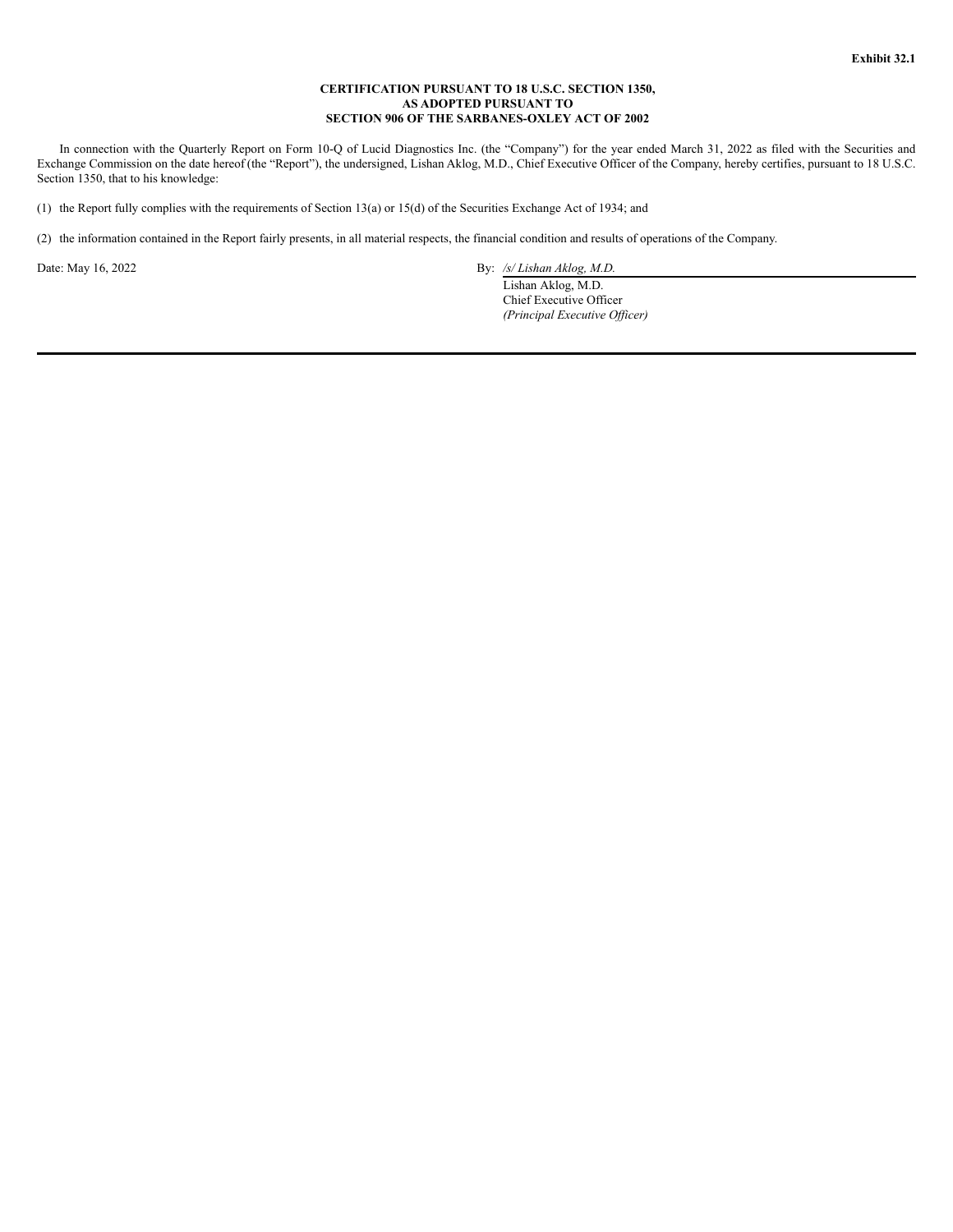**Exhibit 32.1**

**CERTIFICATION PURSUANT TO 18 U.S.C. SECTION 1350,**
**AS ADOPTED PURSUANT TO**
**SECTION 906 OF THE SARBANES-OXLEY ACT OF 2002**

In connection with the Quarterly Report on Form 10-Q of Lucid Diagnostics Inc. (the "Company") for the year ended March 31, 2022 as filed with the Securities and Exchange Commission on the date hereof (the "Report"), the undersigned, Lishan Aklog, M.D., Chief Executive Officer of the Company, hereby certifies, pursuant to 18 U.S.C. Section 1350, that to his knowledge:

(1) the Report fully complies with the requirements of Section 13(a) or 15(d) of the Securities Exchange Act of 1934; and

(2) the information contained in the Report fairly presents, in all material respects, the financial condition and results of operations of the Company.

Date: May 16, 2022

By: */s/ Lishan Aklog, M.D.*
Lishan Aklog, M.D.
Chief Executive Officer
*(Principal Executive Officer)*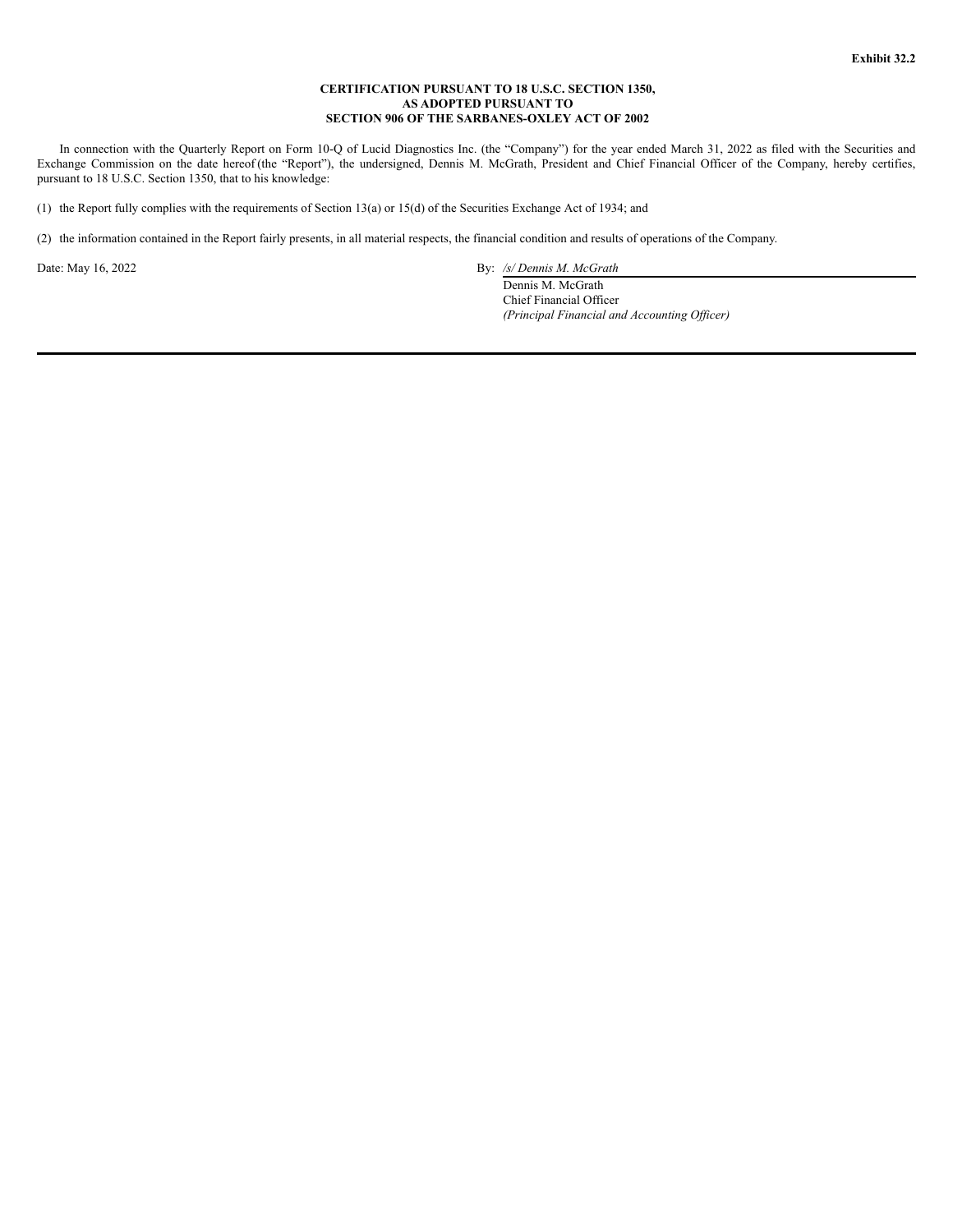**Exhibit 32.2**

**CERTIFICATION PURSUANT TO 18 U.S.C. SECTION 1350,
AS ADOPTED PURSUANT TO
SECTION 906 OF THE SARBANES-OXLEY ACT OF 2002**

In connection with the Quarterly Report on Form 10-Q of Lucid Diagnostics Inc. (the "Company") for the year ended March 31, 2022 as filed with the Securities and Exchange Commission on the date hereof (the "Report"), the undersigned, Dennis M. McGrath, President and Chief Financial Officer of the Company, hereby certifies, pursuant to 18 U.S.C. Section 1350, that to his knowledge:

(1) the Report fully complies with the requirements of Section 13(a) or 15(d) of the Securities Exchange Act of 1934; and

(2) the information contained in the Report fairly presents, in all material respects, the financial condition and results of operations of the Company.

Date: May 16, 2022

By: */s/ Dennis M. McGrath*
Dennis M. McGrath
Chief Financial Officer
*(Principal Financial and Accounting Officer)*